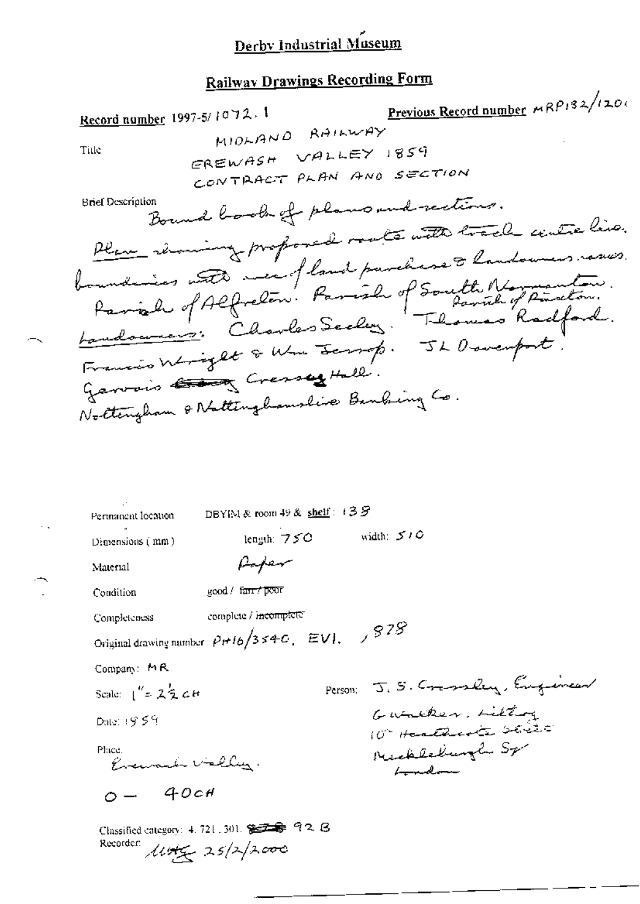# Derby Industrial Museum

## Railway Drawings Recording Form

**Record number** 1997-5/1072.1

**Previous Record number** MRP132/1201

**Title**

MIDLAND RAILWAY
EREWASH VALLEY 1859
CONTRACT PLAN AND SECTION

**Brief Description**

Bound book of plans and sections.
Plan showing proposed route with track centre line. boundaries with area of land purchase & landowners names. Parish of Alfreton. Parish of South Normanton. Parish of Pinxton.
Landowners: Charles Seeley. Thomas Radford. Francis Wright & Wm Jessop. JL Davenport. Garvais ~~[struck]~~ Cressey Hall. Nottingham & Nottinghamshire Banking Co.

Permanent location: DBYIM & room 49 & **shelf**: 138

Dimensions (mm): length: 750 width: 510

Material: Paper

Condition: good / ~~fair / poor~~

Completeness: complete / ~~incomplete~~

Original drawing number: PH16/3540, EV1, 878

Company: MR

Scale: 1" = 2½ CH

Person: J. S. Crossley, Engineer
G Walker, Litho
10 Heathcote Street
Mecklenburgh Sq
London

Date: 1859

Place: Erewash Valley.

0 — 40CH

Classified category: 4.721.301. ~~[struck]~~ 92 B

Recorder: [initials] 25/2/2000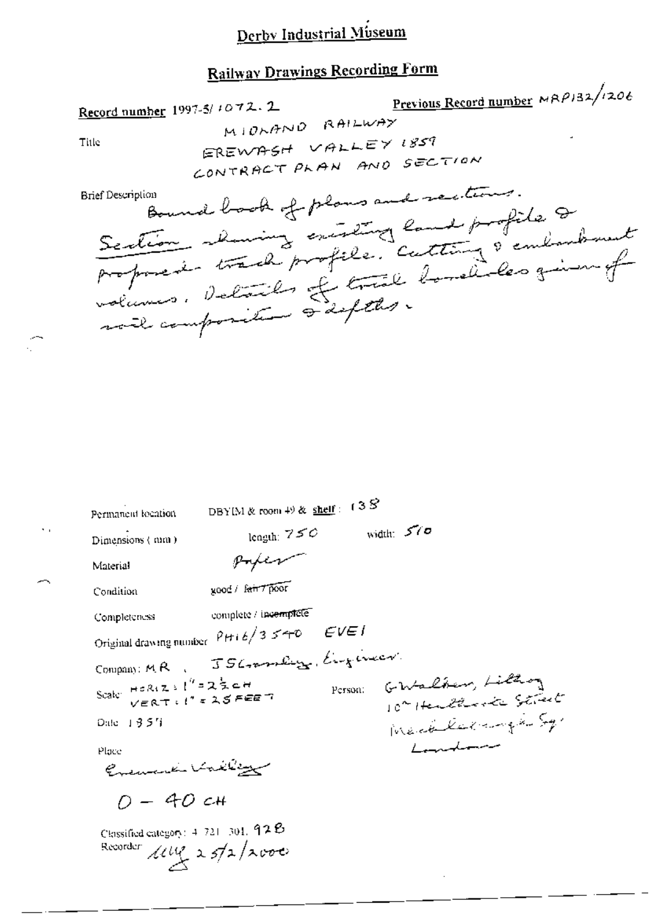# Derby Industrial Museum

## Railway Drawings Recording Form

**Record number** 1997-5/1072.2

**Previous Record number** MRP132/1206

Title

MIDLAND RAILWAY
EREWASH VALLEY 1859
CONTRACT PLAN AND SECTION

Brief Description

Bound book of plans and sections.
Section showing existing land profile & proposed track profile. Cutting & embankment volumes. Details of trial boreholes given of soil composition & depths.

Permanent location: DBYIM & room 49 & **shelf**: 138

Dimensions (mm): length: 750 width: 510

Material: Paper

Condition: good / ~~fair / poor~~

Completeness: complete / ~~incomplete~~

Original drawing number: PH16/3540 EVE1

Company: MR , J S Crossley, Engineer.

Scale: HORIZ : 1" = 2½ CH
VERT : 1" = 25 FEET

Person: G Walker, Litho
10 Henrietta Street
Mecklenburgh Sq
London

Date: 1859

Place

Erewash Valley

0 – 40 CH

Classified category: 4. 721. 301. 92B

Recorder: LLW 25/2/2000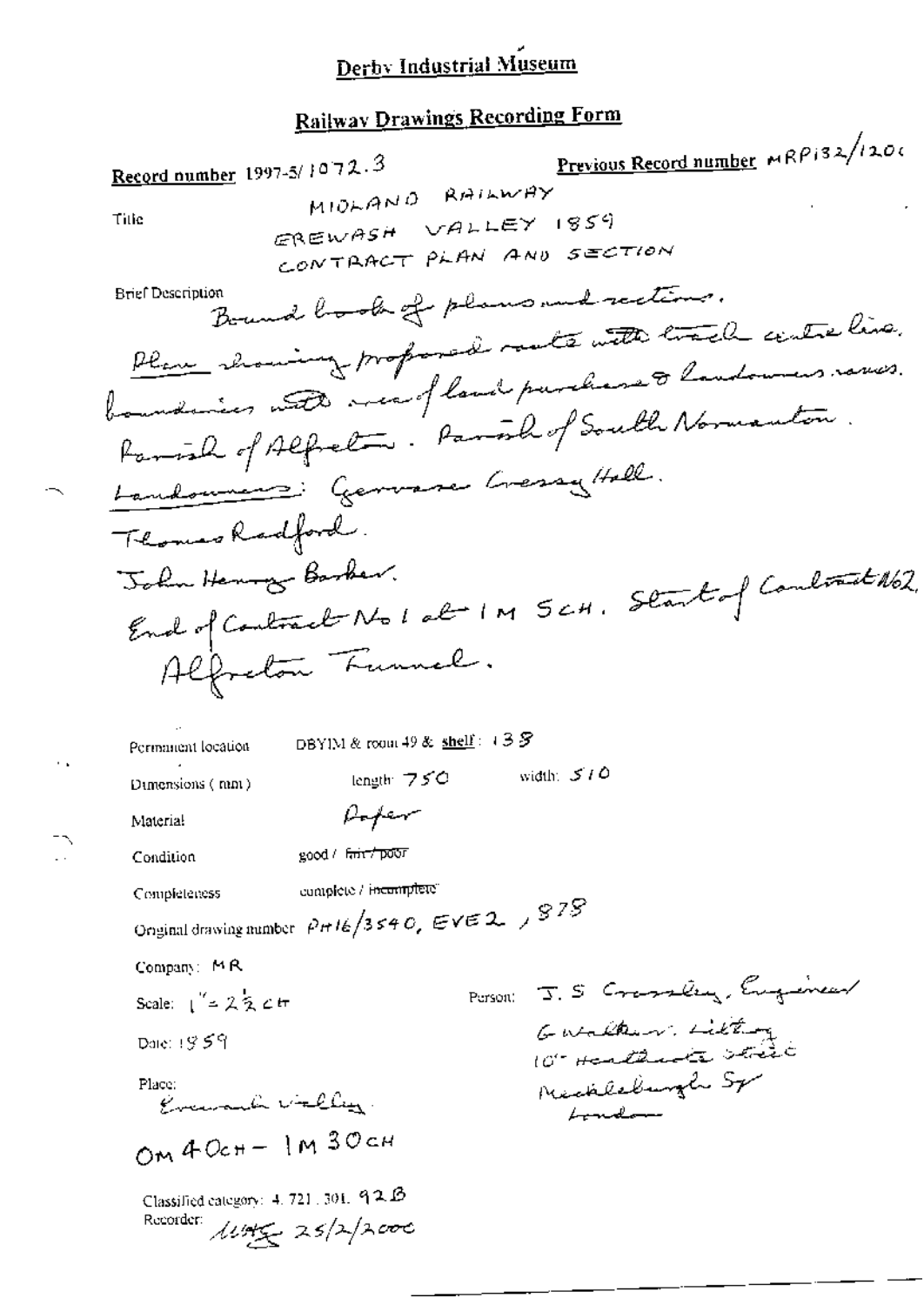# Derby Industrial Museum

## Railway Drawings Recording Form

**Record number** 1997-5/1072.3

**Previous Record number** MRP132/1200

**Title**
MIDLAND RAILWAY
EREWASH VALLEY 1859
CONTRACT PLAN AND SECTION

**Brief Description**
Bound book of plans and sections.
Plan showing proposed route with track centre line, boundaries with area of land purchase & landowners names.
Parish of Alfreton. Parish of South Normanton.
Landowners: Gervase Cressy Hall.
Thomas Radford.
John Henry Barker.
End of Contract No 1 at 1M 5CH. Start of Contract No 2.
Alfreton Tunnel.

Permanent location: DBYIM & room 49 & shelf: 138

Dimensions (mm): length: 750 width: 510

Material: Paper

Condition: good / ~~fair / poor~~

Completeness: complete / ~~incomplete~~

Original drawing number: PH16/3540, EVE2, 878

Company: MR

Scale: 1" = 2½ CH

Person: J. S Crossley, Engineer
G Walker, Litho
10 Heathcote Street
Mecklenburgh Sq
London

Date: 1859

Place: Erewash Valley

0M 40CH – 1M 30CH

Classified category: 4.721.301.92B

Recorder: [initials] 25/2/2000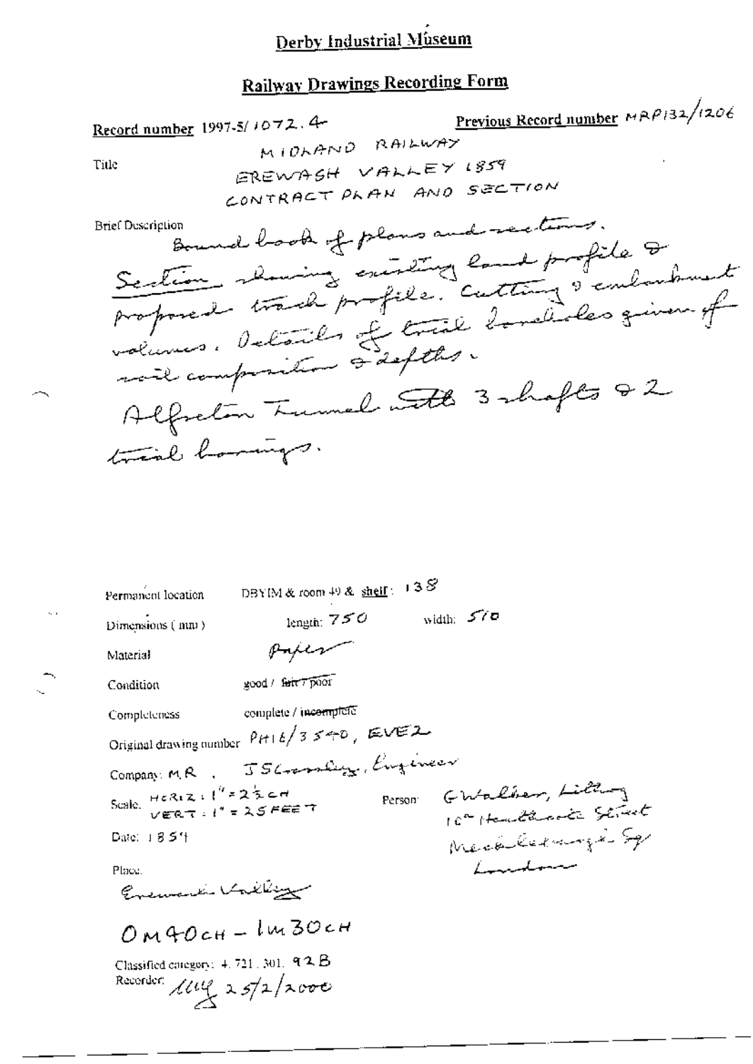# Derby Industrial Museum

## Railway Drawings Recording Form

**Record number** 1997-5/1072.4

**Previous Record number** MRP132/1206

**Title**

MIDLAND RAILWAY
EREWASH VALLEY 1859
CONTRACT PLAN AND SECTION

**Brief Description**

Bound book of plans and sections.
Section showing existing land profile & proposed track profile. Cutting & embankment volumes. Details of trial boreholes given of soil composition & depths.
Alfreton Tunnel with 3 shafts & 2 trial borings.

Permanent location: DBYIM & room 49 & shelf: 138

Dimensions (mm): length: 750 width: 510

Material: Paper

Condition: good / ~~fair / poor~~

Completeness: complete / ~~incomplete~~

Original drawing number: PH16/3540, EVE2

Company: M.R. , J S Crossley, Engineer

Scale: HORIZ: 1" = 2½ CH
VERT: 1" = 25 FEET

Person: G Walker, Lithog
10ᵃ Hanway Street
Mecklenburgh Sq
London

Date: 1859

Place:
Erewash Valley

0M40CH – 1M30CH

Classified category: 4.721.301.92B

Recorder: ... 25/2/2000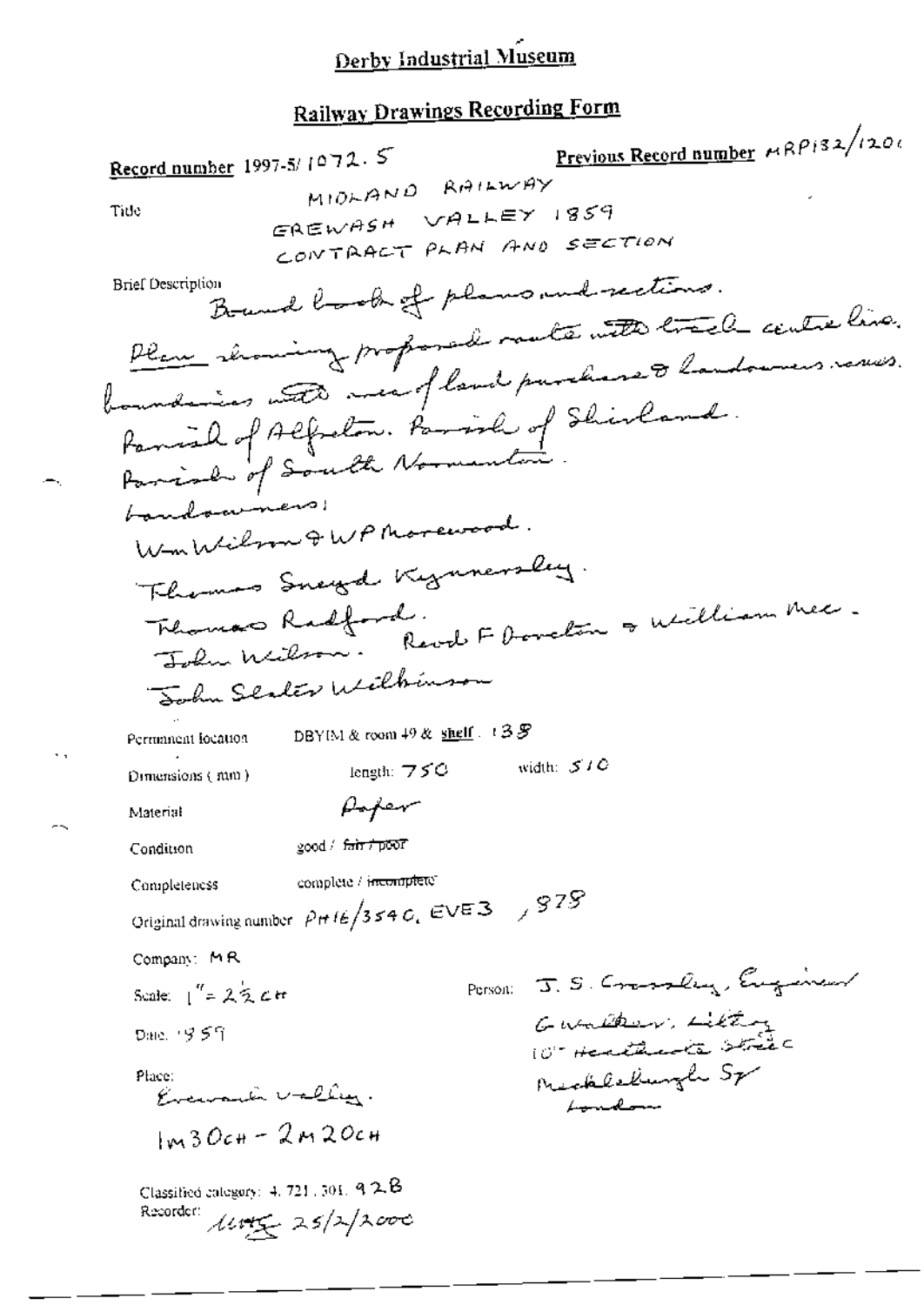# Derby Industrial Museum

## Railway Drawings Recording Form

**Record number** 1997-5/1072.5 **Previous Record number** MRP132/1201

Title
MIDLAND RAILWAY
EREWASH VALLEY 1859
CONTRACT PLAN AND SECTION

Brief Description
Bound book of plans and sections.
Plan showing proposed route with track centre line, boundaries with area of land purchase & landowners names.
Parish of Alfreton. Parish of Shirland.
Parish of South Normanton.
Landowners:
Wm Wilson & WP Morewood.
Thomas Sneyd Kynnersley.
Thomas Radford. Revd F Dovelton & William Mee.
John Wilson.
John Slater Wilkinson

Permanent location DBYIM & room 49 & shelf. 138

Dimensions (mm) length: 750 width: 510

Material Paper

Condition good / ~~fair / poor~~

Completeness complete / ~~incomplete~~

Original drawing number PH16/3540, EVE3, 878

Company: MR

Scale: 1" = 2½ CH

Date: 1859

Place:
Erewash Valley.
1m 30ch - 2m 20ch

Person: J. S. Crossley, Engineer
G Walker, Litho
10 Heathcote Street
Mecklenburgh Sq
London

Classified category: 4.721.301.92B
Recorder: [initials] 25/2/2000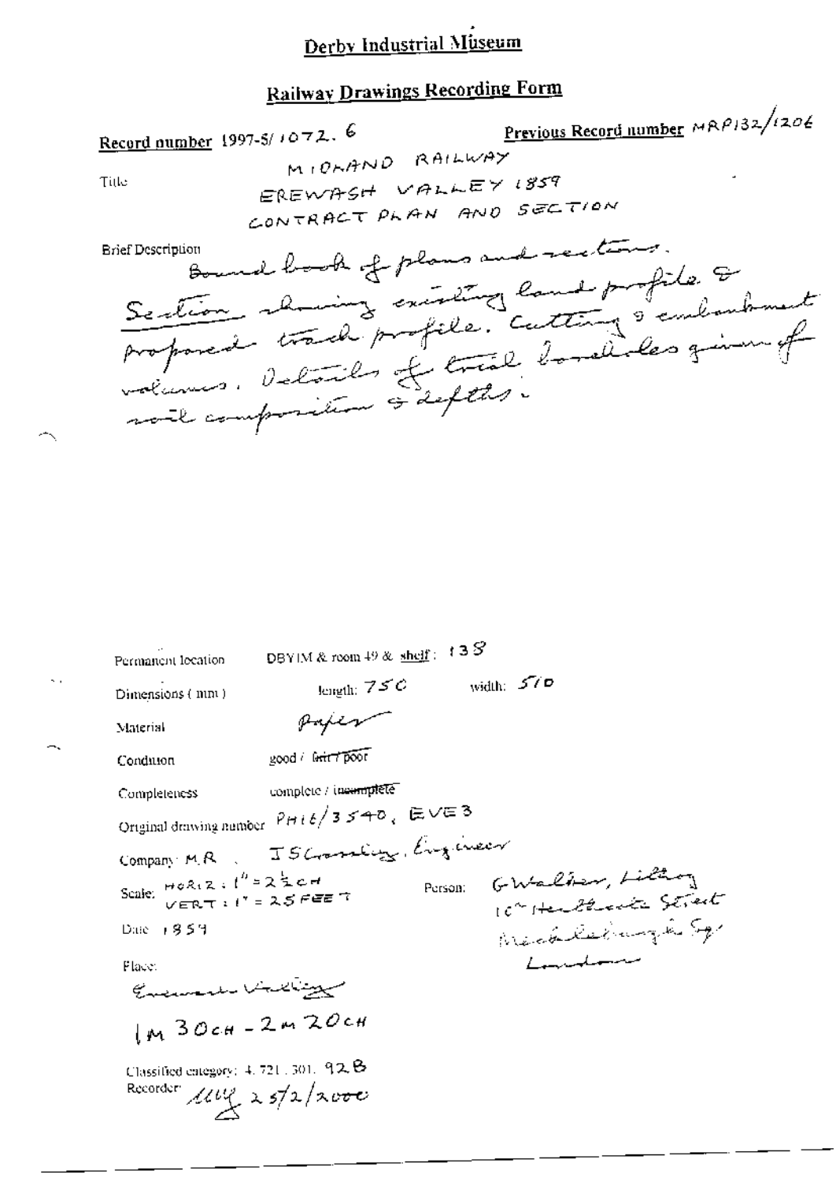# Derby Industrial Museum

## Railway Drawings Recording Form

**Record number** 1997-5/1072. 6

**Previous Record number** MRP132/1206

Title

MIDLAND RAILWAY
EREWASH VALLEY 1859
CONTRACT PLAN AND SECTION

Brief Description

Bound book of plans and sections. Section showing existing land profile & proposed track profile. Cutting & embankment volumes. Details of trial boreholes given of soil composition & depths.

Permanent location: DBYIM & room 49 & shelf: 138

Dimensions (mm): length: 750 width: 510

Material: Paper

Condition: good / ~~fair / poor~~

Completeness: complete / ~~incomplete~~

Original drawing number: PH16/3540, EVE3

Company: M.R. , J S Crossley, Engineer

Scale: HORIZ: 1" = 2½ CH
VERT: 1" = 25 FEET

Person: G Walter, Lithog
10 Heathcote Street
Mecklenburgh Sq.
London

Date: 1859

Place:
Erewash Valley

1M 30CH - 2M 20CH

Classified category: 4. 721. 301. 92B

Recorder: [initials] 25/2/2000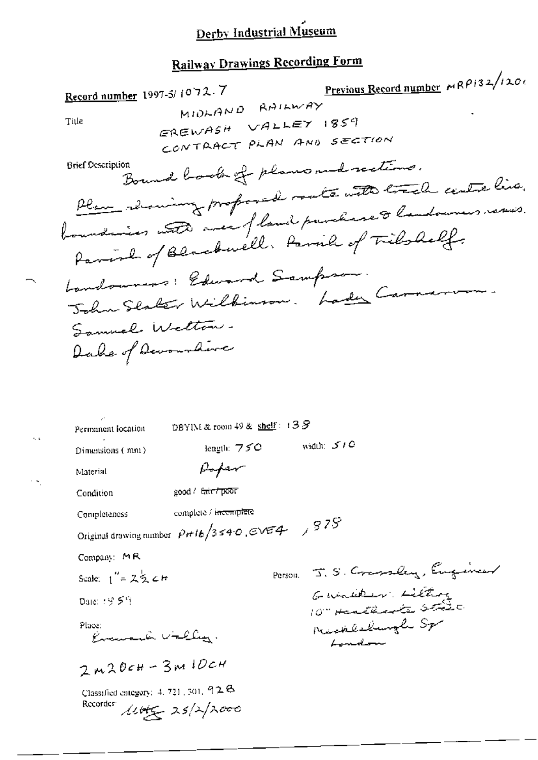# Derby Industrial Museum

## Railway Drawings Recording Form

**Record number** 1997-5/1072.7

**Previous Record number** MRP132/1206

Title

MIDLAND RAILWAY
EREWASH VALLEY 1859
CONTRACT PLAN AND SECTION

Brief Description

Bound book of plans and sections.
Plan showing proposed route with track centre line, boundaries with area of land purchase & landowners names.
Parish of Blackwell. Parish of Tibshelf.
Landowners: Edward Sampson.
John Slater Wilkinson. Lady Carnarvon.
Samuel Welton.
Duke of Devonshire

Permanent location: DBYIM & room 49 & shelf: 138

Dimensions (mm): length: 750 width: 510

Material: Paper

Condition: good / ~~fair / poor~~

Completeness: complete / ~~incomplete~~

Original drawing number: PH16/3540, EVE4, 878

Company: MR

Scale: 1" = 2½ CH

Date: 1859

Place: Erewash Valley.

2M20CH – 3M10CH

Person: J. S. Crossley, Engineer
G Walker: Lithog
10 Heathcote Street
Mecklenburgh Sq
London

Classified category: 4.721.301.928

Recorder: MHG 25/2/2000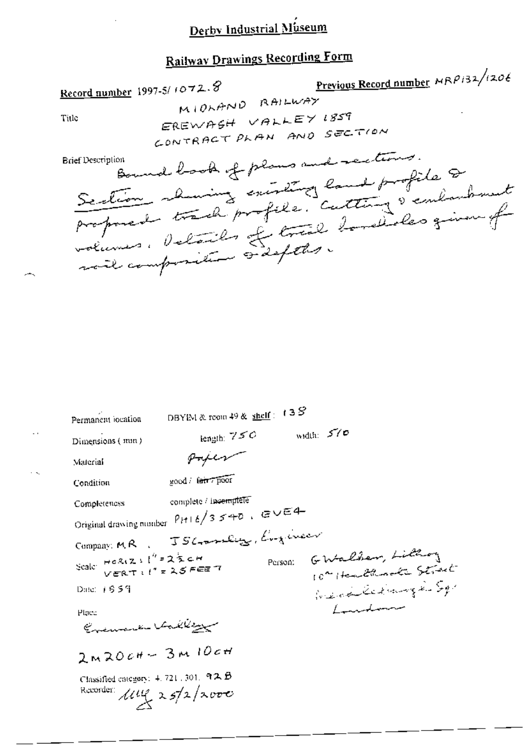# Derby Industrial Museum

## Railway Drawings Recording Form

**Record number** 1997-5/1072.8

**Previous Record number** MRP132/1206

**Title**

MIDLAND RAILWAY
EREWASH VALLEY 1859
CONTRACT PLAN AND SECTION

**Brief Description**

Bound book of plans and sections.
Section showing existing land profile & proposed track profile. Cutting & embankment volumes. Details of trial boreholes given of soil composition & depths.

Permanent location: DBYIM & room 49 & shelf: 138

Dimensions (mm): length: 750 width: 510

Material: Paper

Condition: good / ~~fair / poor~~

Completeness: complete / ~~incomplete~~

Original drawing number: PH16/3540, EVE4

Company: M.R., J S Crossley, Engineer

Scale: HORIZ: 1" = 2½ CH, VERT: 1" = 25 FEET

Person: G Walker, Lithog, 10 Heathcote Street, Mecklenburgh Sq, London

Date: 1859

Place: Erewash Valley

2M 20CH – 3M 10CH

Classified category: 4.721.301.92B

Recorder: MJG 25/2/2000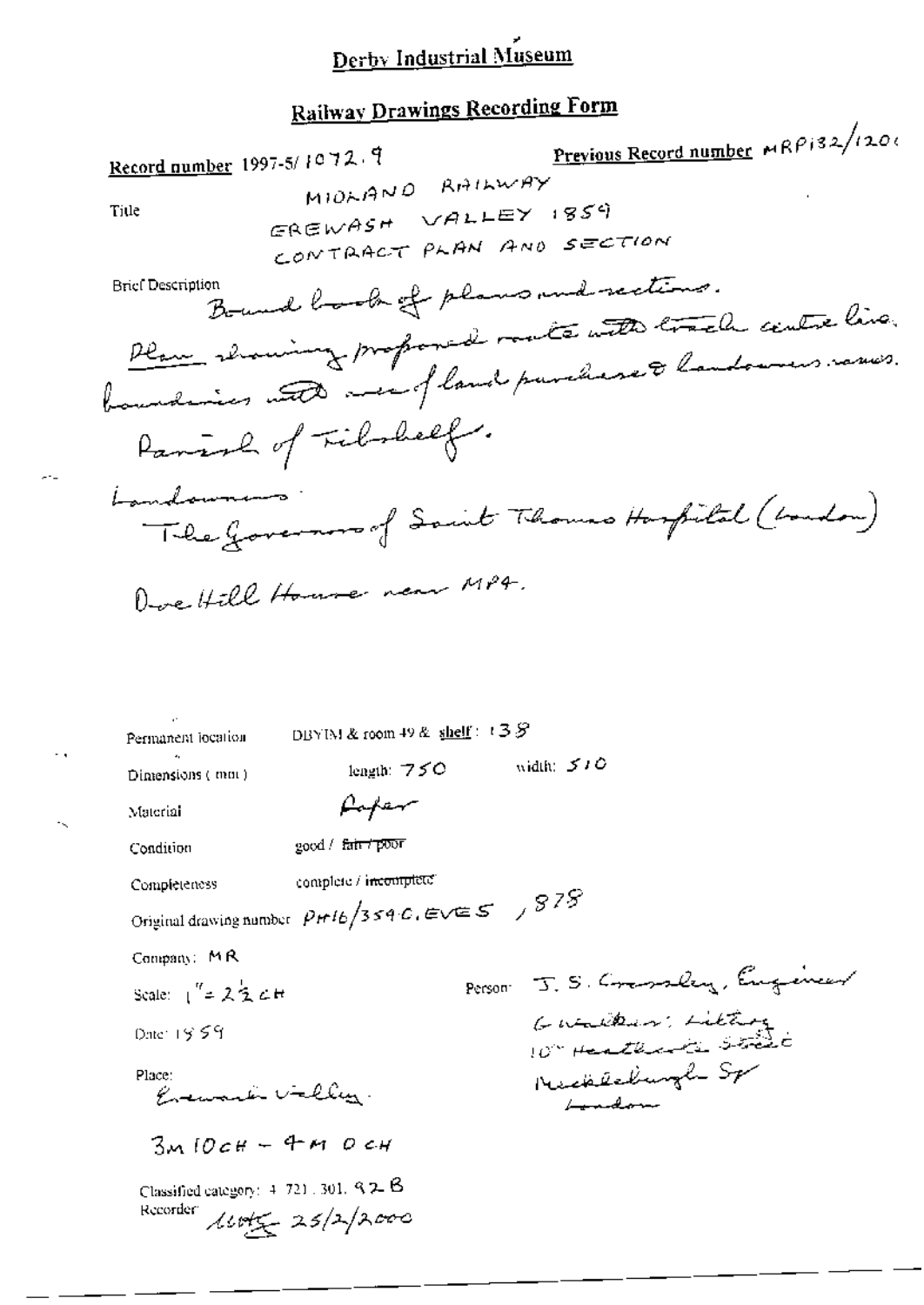# Derby Industrial Museum

## Railway Drawings Recording Form

**Record number** 1997-5/1072.9

**Previous Record number** MRP132/1201

**Title** MIDLAND RAILWAY
EREWASH VALLEY 1859
CONTRACT PLAN AND SECTION

**Brief Description**
Bound book of plans and sections.
Plan showing proposed route with track centre line, boundaries with area of land purchase & landowners names.
Parish of Tibshelf.
Landowners:
The Governors of Saint Thomas Hospital (London)

Dove Hill House near MP4.

Permanent location: DBYIM & room 49 & shelf: 138

Dimensions (mm): length: 750 width: 510

Material: Paper

Condition: good / ~~fair / poor~~

Completeness: complete / ~~incomplete~~

Original drawing number: PH16/359C, EVES, 878

Company: MR

Scale: 1" = 2½ CH

Person: J. S. Crossley, Engineer
G Walker, Lithog
10 Heathcote Street
Mecklenburgh Sq
London

Date: 1859

Place:
Erewash Valley.

3M 10CH – 4M 0CH

Classified category: 4.721.301.92B

Recorder: [initials] 25/2/2000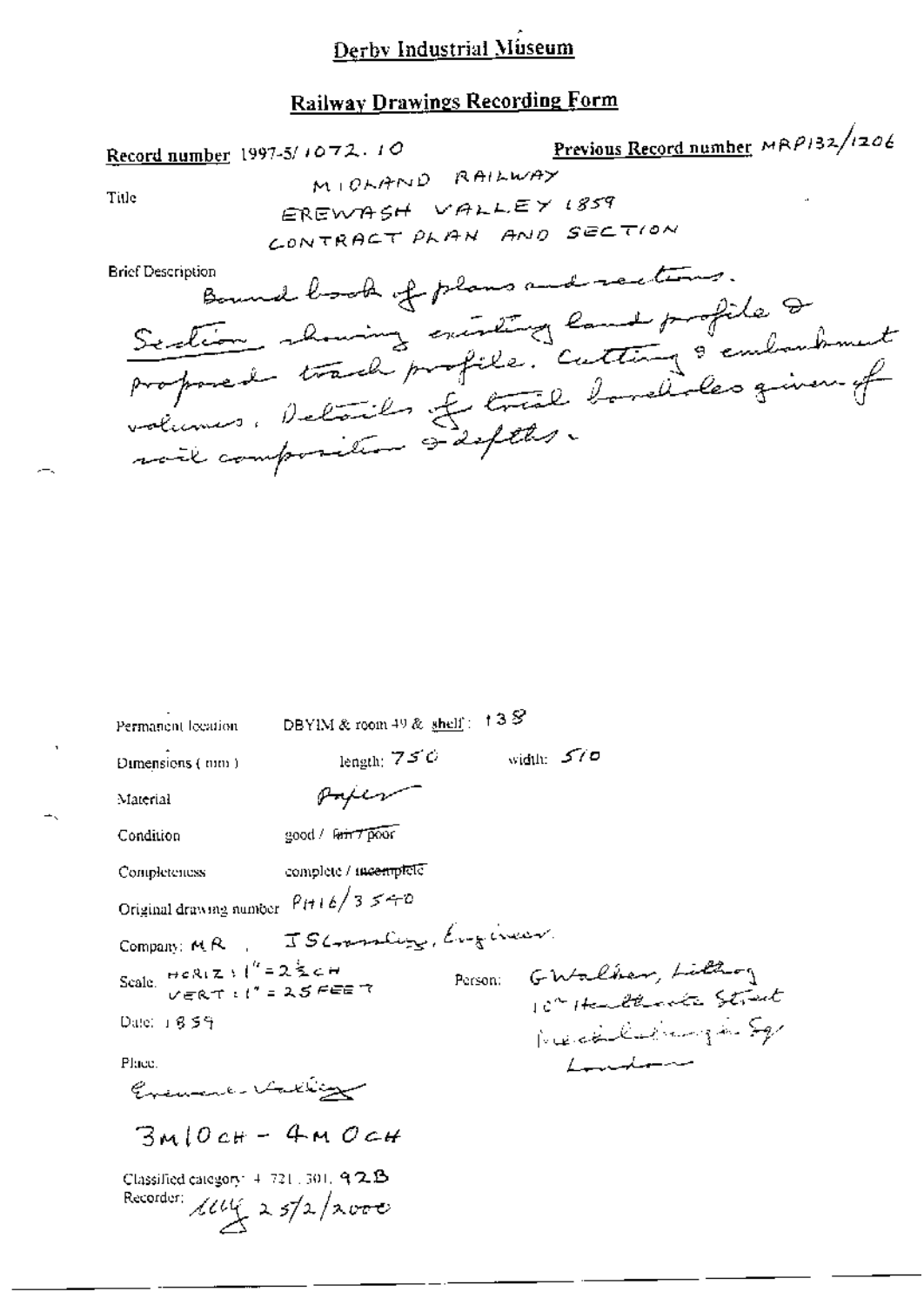# Derby Industrial Museum

## Railway Drawings Recording Form

**Record number** 1997-5/1072.10

**Previous Record number** MRP132/1206

Title

MIDLAND RAILWAY
EREWASH VALLEY 1859
CONTRACT PLAN AND SECTION

Brief Description

Bound book of plans and sections.
Section showing existing land profile & proposed track profile. Cutting & embankment volumes. Details of trial boreholes given of soil composition & depths.

Permanent location: DBYIM & room 49 & shelf: 138

Dimensions (mm): length: 750 width: 510

Material: Paper

Condition: good / ~~fair / poor~~

Completeness: complete / ~~incomplete~~

Original drawing number: PH16/3540

Company: MR, J S Crossley, Engineer.

Scale: HORIZ: 1" = 2½ CH
VERT: 1" = 25 FEET

Person: G Walker, Lithog
10 Heathcote Street
Mecklenburgh Sq
London

Date: 1859

Place:
Erewash Valley

3M 10CH – 4M 0CH

Classified category: 4.721.301.92B

Recorder: [signature] 25/2/2000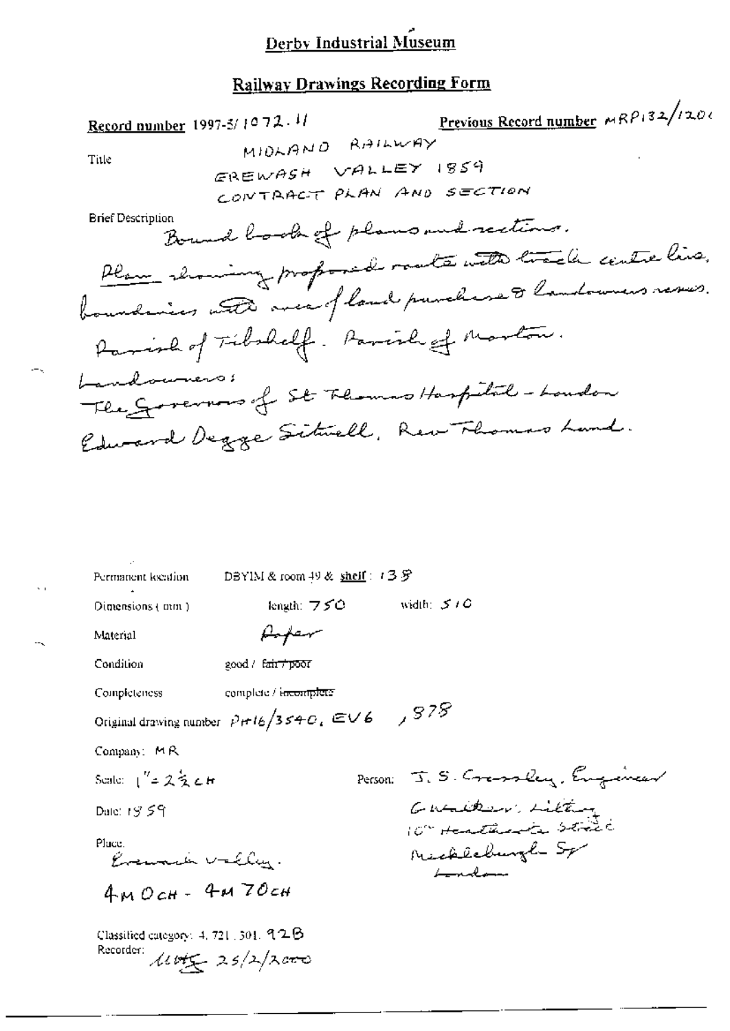# Derby Industrial Museum

## Railway Drawings Recording Form

**Record number** 1997-5/1072.11

**Previous Record number** MRP132/1206

Title

MIDLAND RAILWAY
EREWASH VALLEY 1859
CONTRACT PLAN AND SECTION

Brief Description

Bound book of plans and sections.
Plan showing proposed route with track centre line, boundaries with area of land purchase & landowners names.
Parish of Tibshelf. Parish of Morton.
Landowners:
The Governors of St Thomas Hospital - London
Edward Degge Sitwell, Rev Thomas Land.

Permanent location DBYIM & room 49 & shelf : 138

Dimensions (mm) length: 750 width: 510

Material Paper

Condition good / ~~fair / poor~~

Completeness complete / ~~incomplete~~

Original drawing number PH16/3540, EV6 , 878

Company: MR

Scale: 1" = $2\frac{1}{2}$ CH

Person: J. S. Crossley, Engineer
G Walker, Litho
10 Heathcote Street
Mecklenburgh Sq
London

Date: 1859

Place:
Erewash Valley.

4M 0CH - 4M 70CH

Classified category: 4. 721. 301. 92B

Recorder: MWJ 25/2/2000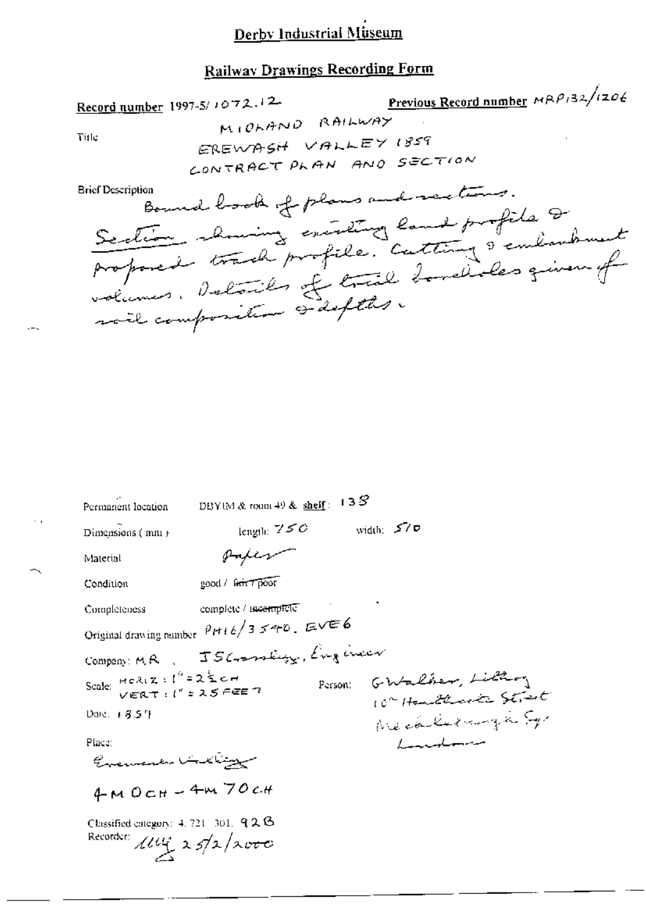# Derby Industrial Museum

## Railway Drawings Recording Form

**Record number** 1997-5/1072.12

**Previous Record number** MRP132/1206

Title

MIDLAND RAILWAY
EREWASH VALLEY 1859
CONTRACT PLAN AND SECTION

Brief Description

Bound book of plans and sections.
Section showing existing land profile & proposed track profile. Cutting & embankment volumes. Details of trial boreholes given of soil composition & depths.

Permanent location DBYIM & room 49 & **shelf**: 138

Dimensions (mm) length: 750 width: 510

Material Paper

Condition good / ~~fair / poor~~

Completeness complete / ~~incomplete~~

Original drawing number PH16/3540. EVE6

Company: M.R. , J S Crossley, Engineer

Scale: HORIZ: 1" = 2½ CH
VERT: 1" = 25 FEET

Person: G Walker, Lithog
10 Henrietta Street
Mecklenburgh Sq
London

Date: 1859

Place:

Erewash Valley

4M 0CH – 4M 70CH

Classified category: 4. 721. 301. 92B

Recorder: MG 25/2/2000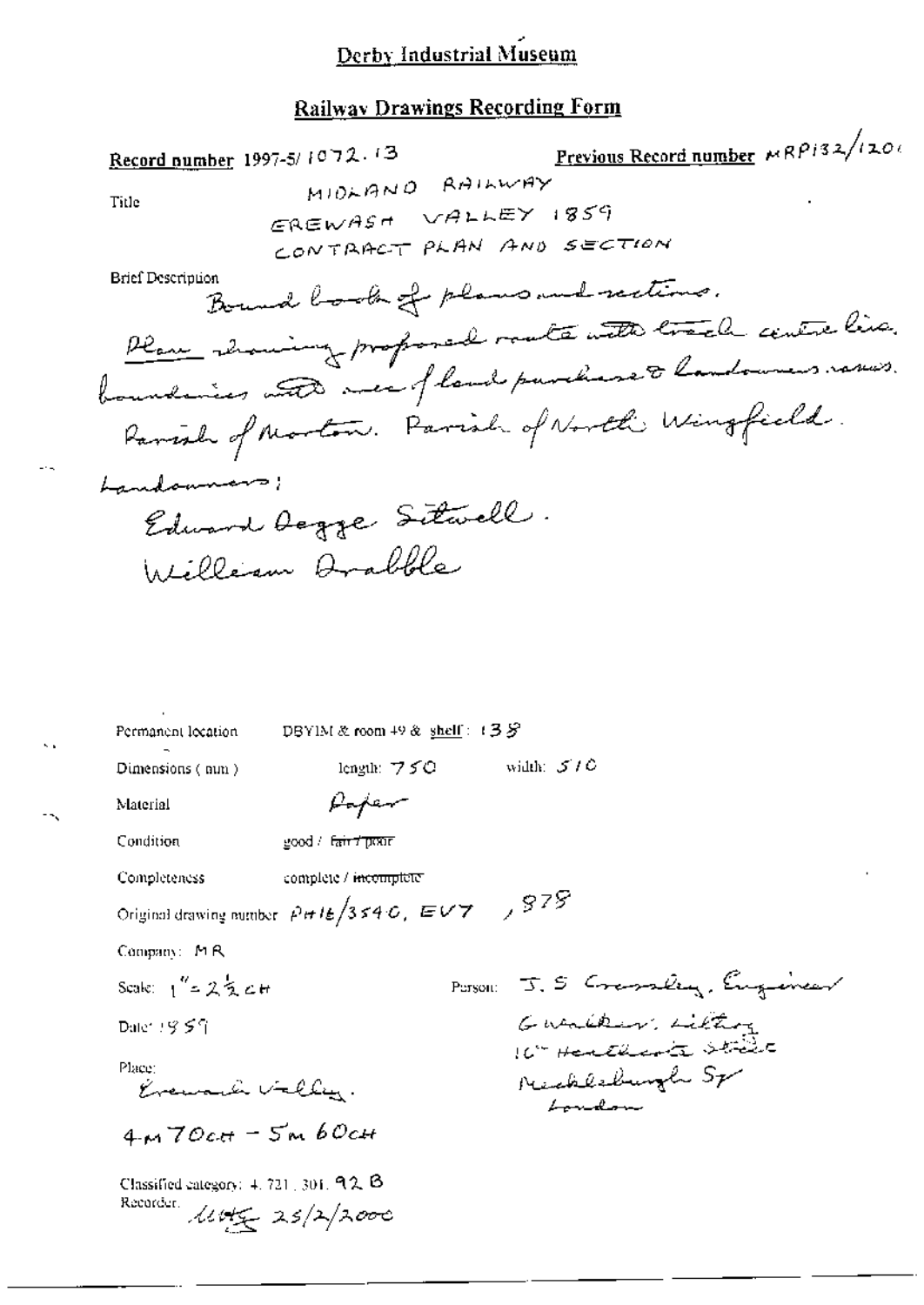# Derby Industrial Museum

## Railway Drawings Recording Form

**Record number** 1997-5/1072.13 **Previous Record number** MRP132/1201

**Title**

MIDLAND RAILWAY
EREWASH VALLEY 1859
CONTRACT PLAN AND SECTION

**Brief Description**

Bound book of plans and sections.
Plan showing proposed route with track centre line, boundaries with area of land purchase & landowners names.
Parish of Morton. Parish of North Wingfield.

Landowners:
Edward Degge Sitwell.
William Drabble

Permanent location: DBYIM & room 49 & shelf: 138

Dimensions (mm): length: 750 width: 510

Material: Paper

Condition: good / ~~fair / poor~~

Completeness: complete / ~~incomplete~~

Original drawing number: PH16/3540, EV7, 878

Company: MR

Scale: 1" = 2½ CH

Date: 1859

Place: Erewash Valley.

4m 70ch – 5m 60ch

Person: J. S. Crossley, Engineer
G Walker, Lithog
10 Heathcote Street
Mecklenburgh Sq
London

Classified category: 4. 721. 301. 92 B

Recorder: MMS 25/2/2000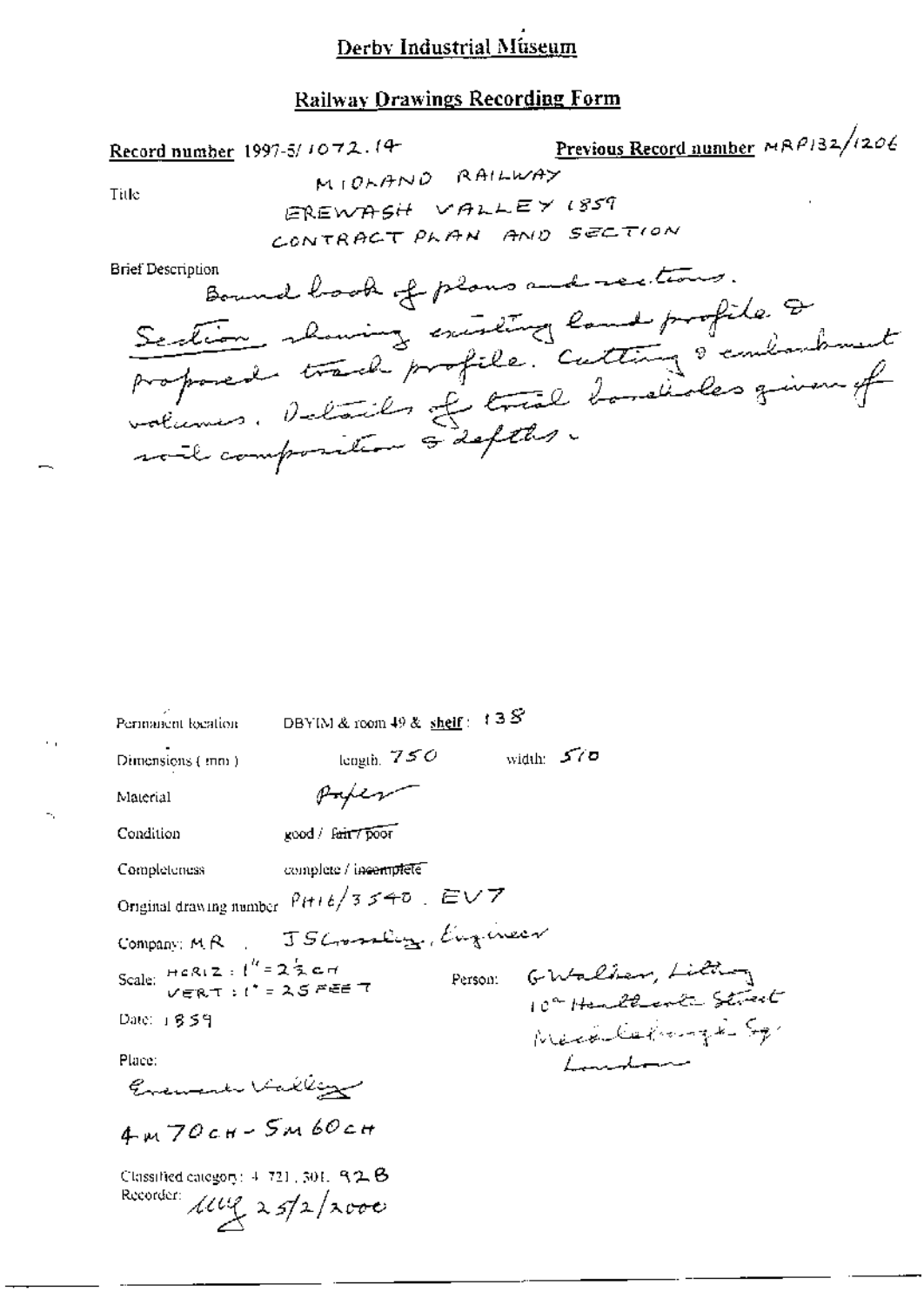# Derby Industrial Museum

## Railway Drawings Recording Form

**Record number** 1997-5/1072.14

**Previous Record number** MRP132/1206

Title: MIDLAND RAILWAY
EREWASH VALLEY 1859
CONTRACT PLAN AND SECTION

Brief Description:
Bound book of plans and sections.
Section showing existing land profile & proposed track profile. Cutting & embankment volumes. Details of trial boreholes given of soil composition & depths.

Permanent location: DBYIM & room 49 & **shelf**: 138

Dimensions (mm): length: 750 width: 510

Material: Paper

Condition: good / ~~fair / poor~~

Completeness: complete / ~~incomplete~~

Original drawing number: P1116/3540. EV7

Company: MR. J S Crossley, Engineer

Scale: HORIZ: 1" = 2½ CH
VERT: 1" = 25 FEET

Person: G Walker, Litho
10 Hatton Street
Mecklenburgh Sq
London

Date: 1859

Place:
Erewash Valley

4M 70CH - 5M 60CH

Classified category: 4.721.301. 92B

Recorder: [initials] 25/2/2000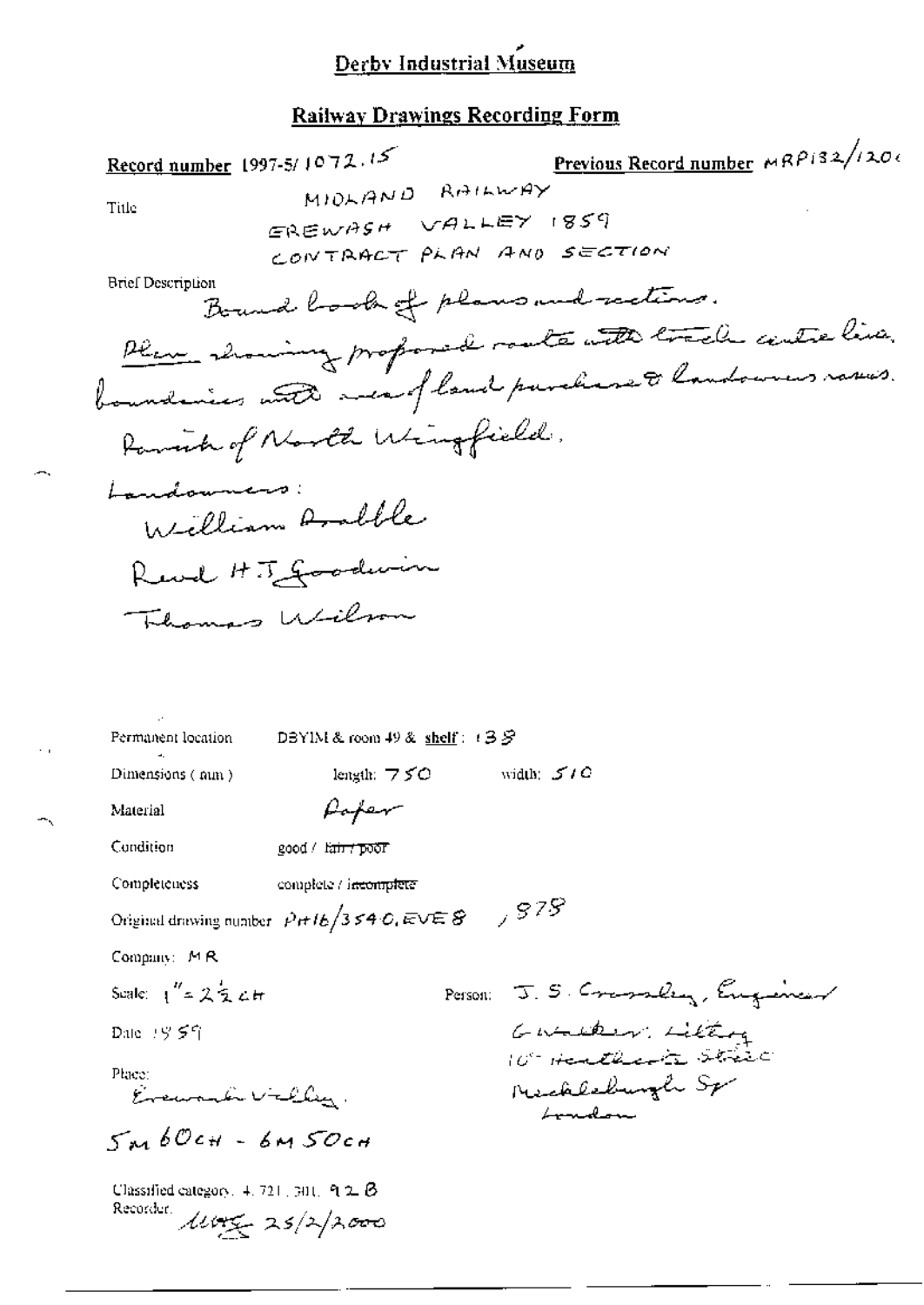# Derby Industrial Museum

## Railway Drawings Recording Form

**Record number** 1997-5/1072.15

**Previous Record number** MRP132/1201

Title

MIDLAND RAILWAY
EREWASH VALLEY 1859
CONTRACT PLAN AND SECTION

Brief Description

Bound book of plans and sections.
Plan showing proposed route with track centre line, boundaries with area of land purchase & landowners names.
Parish of North Wingfield.
Landowners:
William Drabble
Revd H.J. Goodwin
Thomas Wilson

Permanent location DBYIM & room 49 & **shelf**: 138

Dimensions (mm) length: 750 width: 510

Material Paper

Condition good / ~~fair / poor~~

Completeness complete / ~~incomplete~~

Original drawing number PH16/3540, EVE8, 878

Company: MR

Scale: 1" = 2½ CH

Person: J. S. Crossley, Engineer
Walker, Litho
10 Heathcote Street
Mecklenburgh Sq
London

Date 1859

Place:
Erewash Valley.

5M 60CH - 6M 50CH

Classified category: 4.721.301.92B

Recorder: [initials] 25/2/2000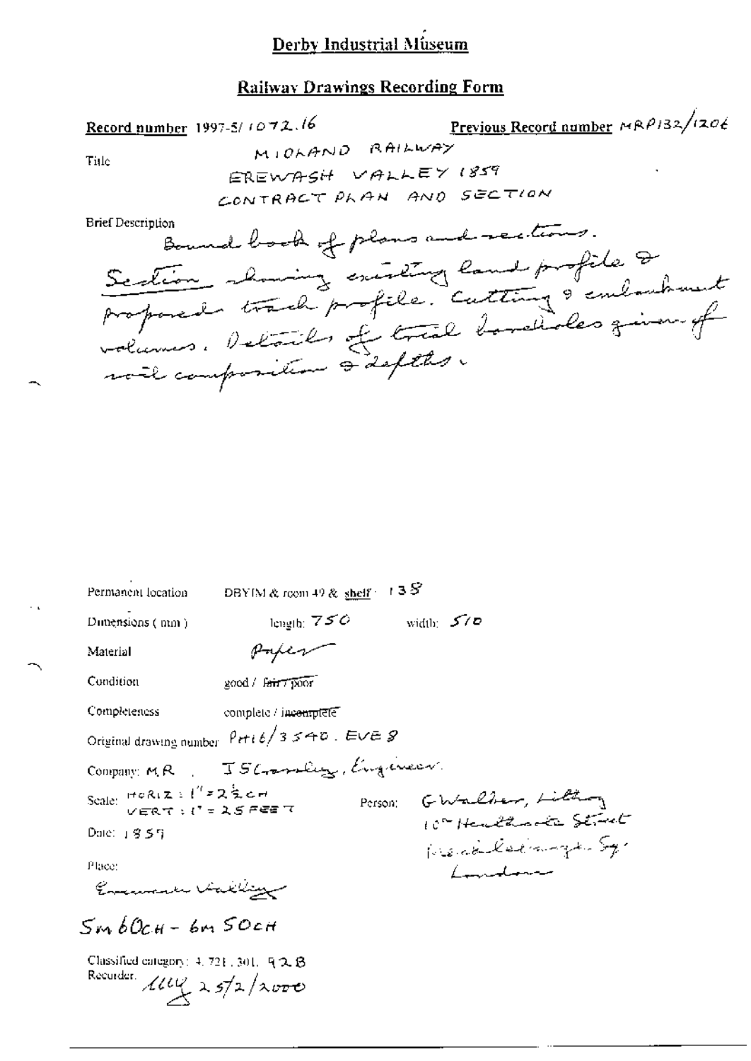# Derby Industrial Museum

## Railway Drawings Recording Form

**Record number** 1997-5/1072.16

**Previous Record number** MRP132/1206

**Title**
MIDLAND RAILWAY
EREWASH VALLEY 1859
CONTRACT PLAN AND SECTION

**Brief Description**
Bound book of plans and sections.
Section showing existing land profile & proposed track profile. Cutting & embankment volumes. Details of trial boreholes given of soil composition & depths.

Permanent location DBYIM & room 49 & shelf: 138

Dimensions (mm) length: 750 width: 510

Material Paper

Condition good / ~~fair / poor~~

Completeness complete / ~~incomplete~~

Original drawing number PH16/3540. EVE 8

Company: M.R. J S Crossley, Engineer.

Scale: HORIZ: 1" = 2½ CH
VERT: 1" = 25 FEET

Person: G Walker, Lithog
10 Heathcote Street
Mecklenburgh Sq.
London

Date: 1859

Place:
Erewash Valley

5m 60CH - 6m 50CH

Classified category: 4.721.301.92B
Recorder: ~~llly~~ 25/2/2000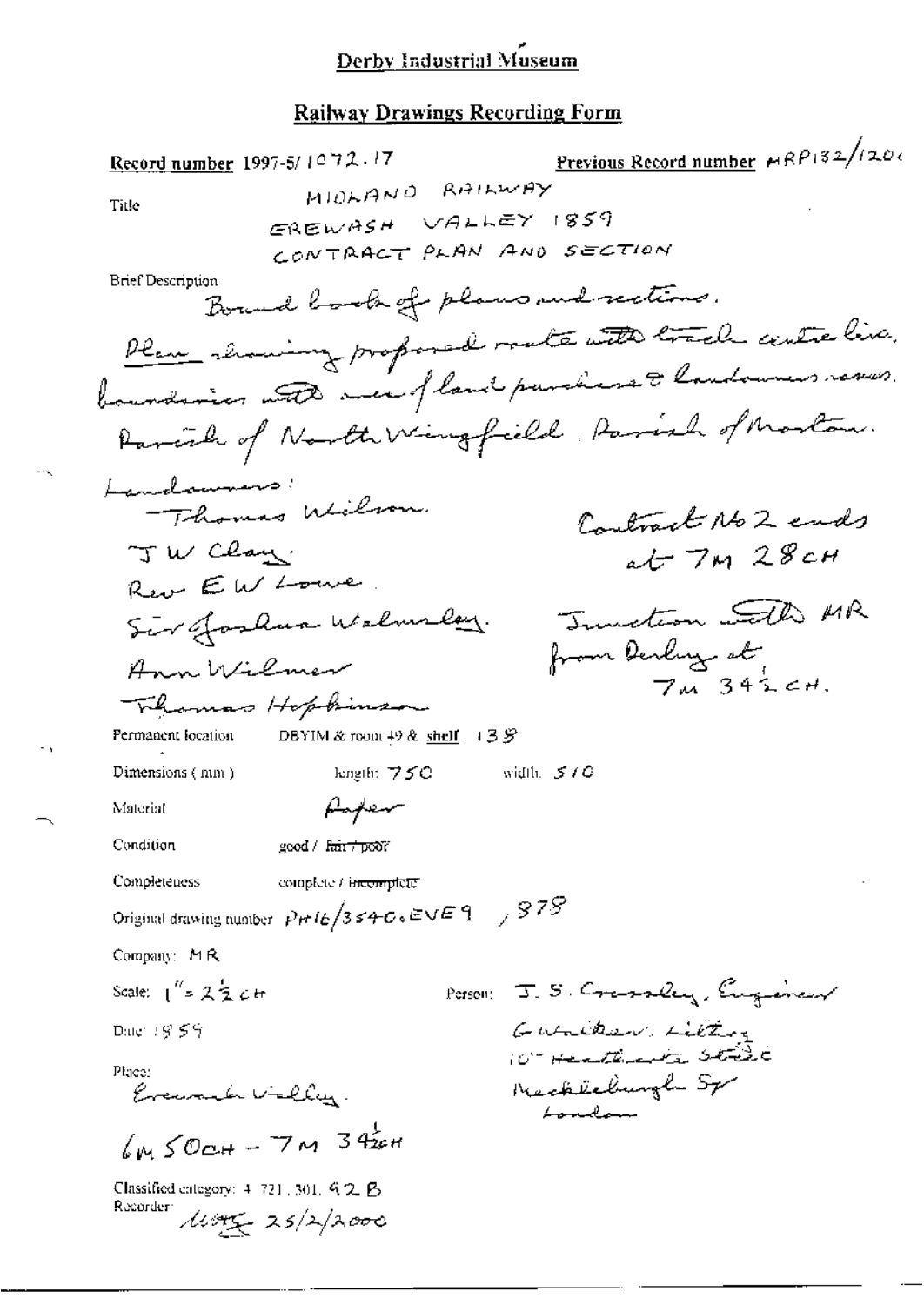# Derby Industrial Museum

## Railway Drawings Recording Form

**Record number** 1997-5/ 1072.17

**Previous Record number** MRP132/1206

**Title**
MIDLAND RAILWAY
EREWASH VALLEY 1859
CONTRACT PLAN AND SECTION

**Brief Description**
Bound book of plans and sections.
Plan showing proposed route with track centre line, boundaries with area of land purchased & landowners names.
Parish of North Wingfield. Parish of Morton.

Landowners:
Thomas Wilson.
J W Clay.
Rev E W Lowe.
Sir Joshua Walmsley.
Ann Wilmer
Thomas Hopkinson

Contract No 2 ends at 7M 28CH

Junction with MR from Derby at 7M 34½CH.

**Permanent location** DBYIM & room 49 & shelf . 138

**Dimensions ( mm )** length: 750 width: 510

**Material** Paper

**Condition** good / ~~fair / poor~~

**Completeness** complete / ~~incomplete~~

**Original drawing number** PH16/354C.EVE9 , 878

**Company:** MR

**Scale:** 1" = 2½ CH

**Person:** J. S. Crossley, Engineer
G Walker, Litho
10 Heathcote Street
Mecklenburgh Sq
London

**Date:** 1859

**Place:**
Erewash Valley.

6M 50CH – 7M 34½CH

**Classified category:** 4. 721. 301. 92 B

**Recorder:** [initials] 25/2/2000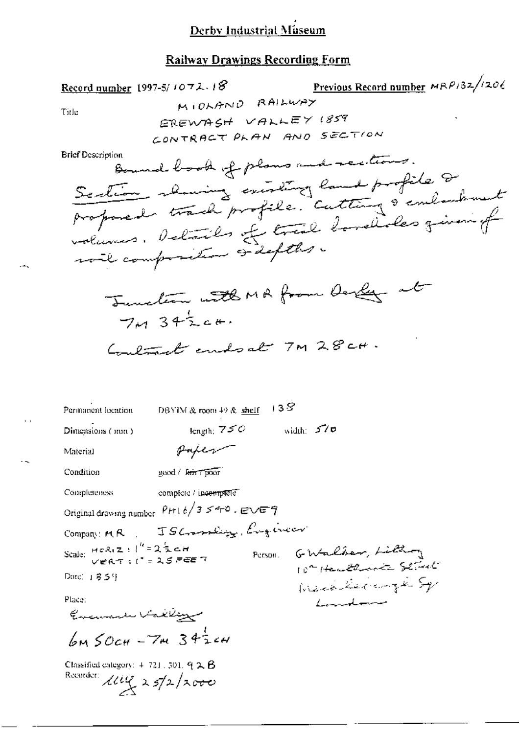# Derby Industrial Museum

## Railway Drawings Recording Form

**Record number** 1997-5/1072.18

**Previous Record number** MRP132/1206

**Title**

MIDLAND RAILWAY
EREWASH VALLEY 1859
CONTRACT PLAN AND SECTION

**Brief Description**

Bound book of plans and sections.
Section showing existing land profile & proposed track profile. Cutting & embankment volumes. Details of trial boreholes given of soil composition & depths.

Junction with MR from Derby at 7M 34½CH.

Contract ends at 7M 28CH.

Permanent location: DBYIM & room 49 & shelf 138

Dimensions (mm): length: 750 width: 570

Material: Paper

Condition: good / ~~fair / poor~~

Completeness: complete / ~~incomplete~~

Original drawing number: PH16/3540. EVE9

Company: MR, J S Crossley, Engineer

Scale: HORIZ: 1" = 2½CH; VERT: 1" = 25 FEET

Person: G Walker, Lithog, 10 Heathcote Street, Mecklenburgh Sq, London

Date: 1859

Place:
Erewash Valley
6M 50CH – 7M 34½CH

Classified category: 4.721.301.92B

Recorder: [initials] 25/2/2000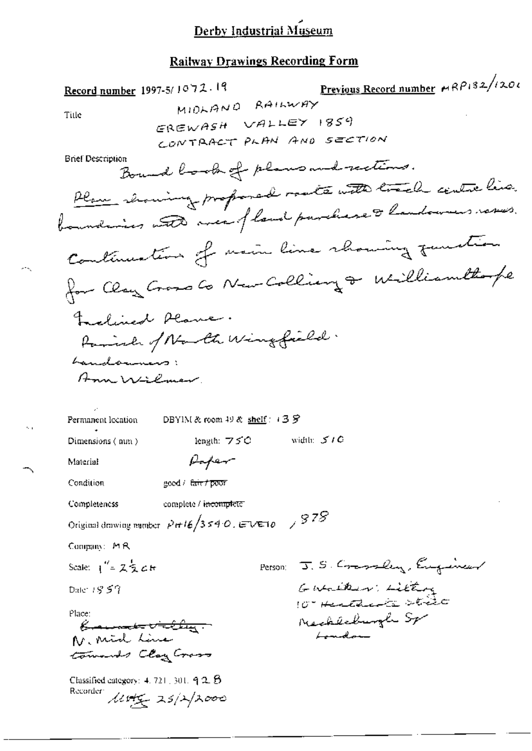# Derby Industrial Museum

## Railway Drawings Recording Form

**Record number** 1997-5/1072.19

**Previous Record number** MRP132/1201

**Title**
MIDLAND RAILWAY
EREWASH VALLEY 1859
CONTRACT PLAN AND SECTION

**Brief Description**
Bound book of plans and sections.
Plan showing proposed route with track centre line, boundaries with area of land purchase & landowners names.
Continuation of main line showing junction for Clay Cross Co New Colliery & Williamthorpe Inclined Plane.
Parish of North Wingfield.
Landowners:
Ann Wilmer.

**Permanent location** DBYIM & room 49 & shelf: 139

**Dimensions (mm)** length: 750 width: 510

**Material** Paper

**Condition** good / ~~fair / poor~~

**Completeness** complete / ~~incomplete~~

**Original drawing number** PH16/3540. EVE10 / 878

**Company:** MR

**Scale:** 1" = 2½ CH

**Person:** J. S. Crossley, Engineer
G Walker: Litho
10 Heathcote Street
Mecklenburgh Sq
London

**Date:** 1859

**Place:**
~~Erewash Valley.~~
N. Mid Line
towards Clay Cross

**Classified category:** 4. 721. 301. 928

**Recorder:** MHG 25/2/2000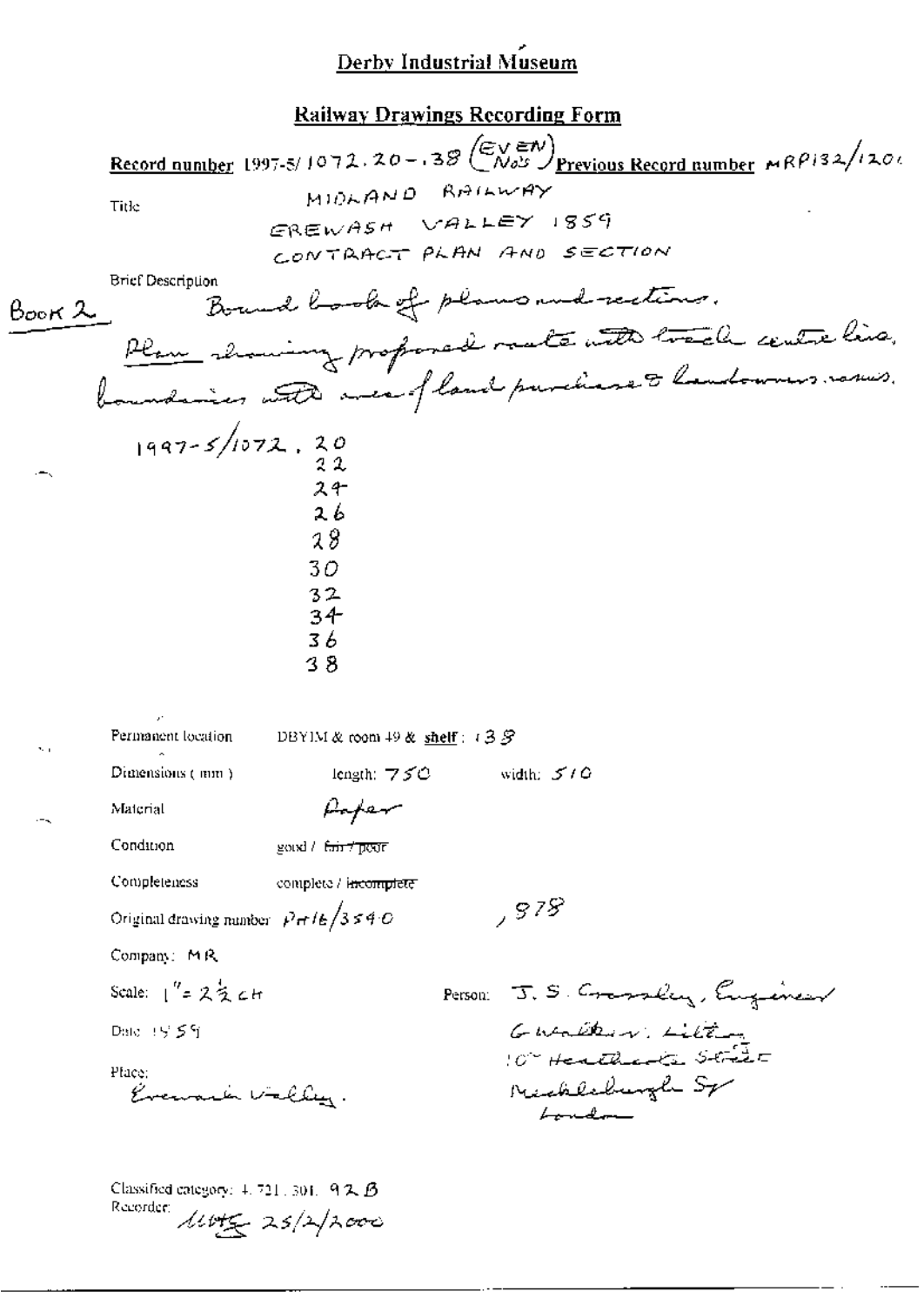# Derby Industrial Museum

## Railway Drawings Recording Form

**Record number** 1997-5/1072.20-.38 (EVEN Nos) **Previous Record number** MRP132/1201

Title
MIDLAND RAILWAY
EREWASH VALLEY 1859
CONTRACT PLAN AND SECTION

Brief Description

Book 2 Bound book of plans and sections.
Plan showing proposed route with track centre line, boundaries with area of land purchase & landowners names.

1997-5/1072. 20
22
24
26
28
30
32
34
36
38

Permanent location DBYIM & room 49 & **shelf**: 138

Dimensions (mm) length: 750 width: 510

Material Paper

Condition good / ~~fair / poor~~

Completeness complete / ~~incomplete~~

Original drawing number Prt16/3540 , 878

Company: MR

Scale: 1" = 2½ cH

Date 1859

Place:
Erewash Valley.

Person: J. S. Crossley, Engineer
Gwalter, Litho
10 Heathcote Street
Mecklenburgh Sq
London

Classified category: 4.721.301. 92 B
Recorder: [signature] 25/2/2000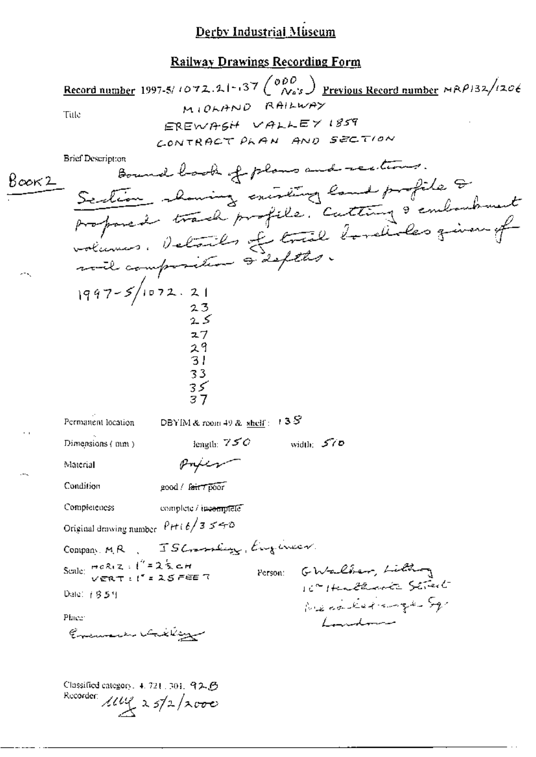# Derby Industrial Museum

## Railway Drawings Recording Form

**Record number** 1997-5/1072.21-.37 (ODD No's) **Previous Record number** MRP132/1206

Title

MIDLAND RAILWAY
EREWASH VALLEY 1859
CONTRACT PLAN AND SECTION

Brief Description

Book 2

Bound book of plans and sections.
Section showing existing land profile & proposed track profile. Cutting & embankment volumes. Details of trial boreholes given of soil composition & depths.

1997-5/1072.21
23
25
27
29
31
33
35
37

Permanent location DBYIM & room 49 & shelf: 138

Dimensions (mm) length: 750 width: 510

Material Paper

Condition good / ~~fair / poor~~

Completeness complete / ~~incomplete~~

Original drawing number PH16/3540

Company M.R , J S Crossley, Engineer.

Scale: HORIZ: 1" = 2½ CH
VERT: 1" = 25 FEET

Person: G Walker, Litho
10 Heathcote Street
Mecklenburgh Sq.
London

Date: 1859

Place:

Erewash Valley

Classified category: 4. 721. 301. 92.B

Recorder: MW 25/2/2000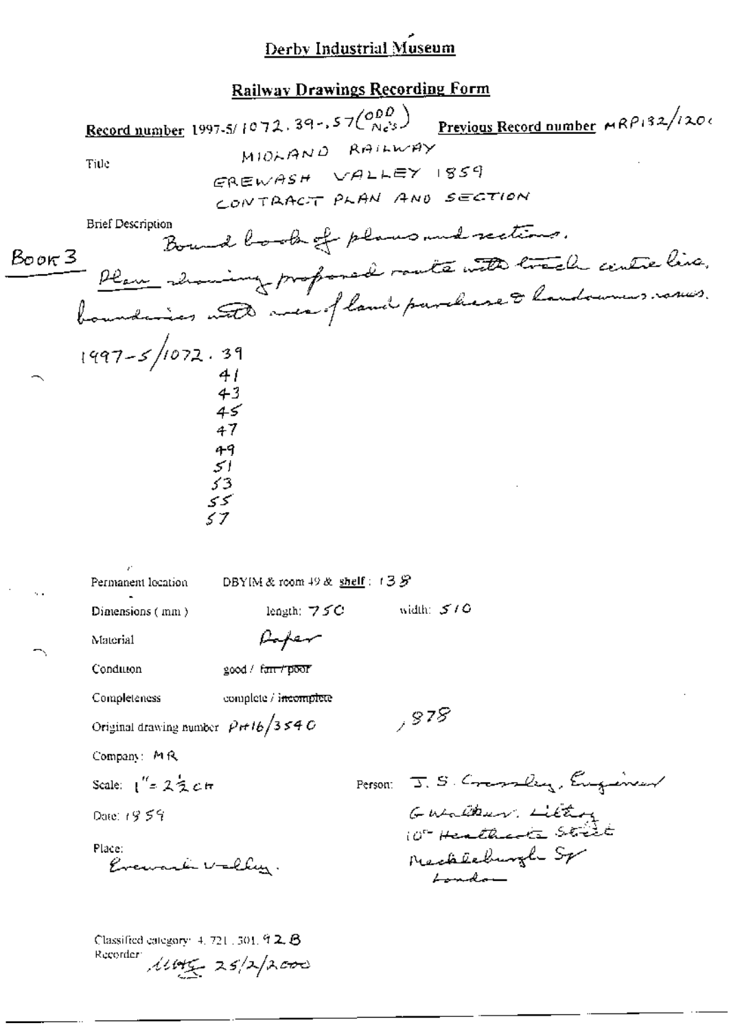# Derby Industrial Museum

## Railway Drawings Recording Form

**Record number** 1997-5/1072.39-.57 (ODD No's) **Previous Record number** MRP132/120(

Title: MIDLAND RAILWAY
EREWASH VALLEY 1859
CONTRACT PLAN AND SECTION

Brief Description
Bound book of plans and sections.
Book 3 — Plan showing proposed route with track centre line, boundaries with area of land purchase & landowners names.

1997-5/1072.39
41
43
45
47
49
51
53
55
57

Permanent location: DBYIM & room 49 & **shelf**: 138

Dimensions (mm): length: 750 width: 510

Material: Paper

Condition: good / ~~fair / poor~~

Completeness: complete / ~~incomplete~~

Original drawing number: PH16/3540 , 978

Company: MR

Scale: 1" = 2½ ch

Person: J. S. Crossley, Engineer
G Walker, Litho
10 Heathcote Street
Mecklenburgh Sq
London

Date: 1859

Place:
Erewash Valley.

Classified category: 4.721.301.92B
Recorder: [signature] 25/2/2000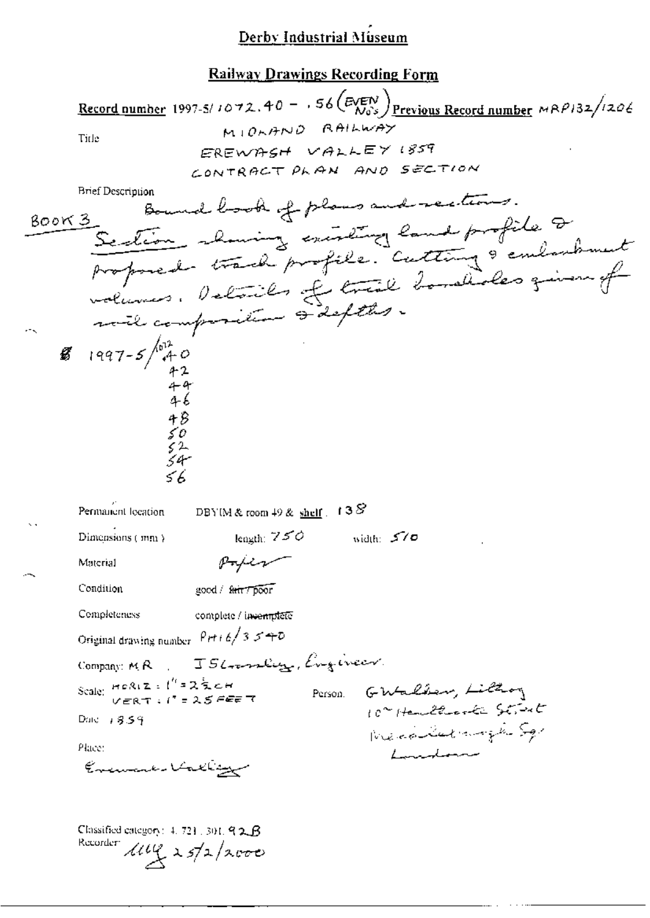# Derby Industrial Museum

## Railway Drawings Recording Form

**Record number** 1997-5/1072.40 – .56 (EVEN Nos) **Previous Record number** MRP132/1206

Title
MIDLAND RAILWAY
EREWASH VALLEY 1859
CONTRACT PLAN AND SECTION

Brief Description
Bound book of plans and sections.
BOOK 3
Section showing existing land profile & proposed track profile. Cutting & embankment volumes. Details of trial boreholes given of soil composition & depths.

1997-5/1072.40
42
44
46
48
50
52
54
56

Permanent location DBYIM & room 49 & shelf 138

Dimensions (mm) length: 750 width: 510

Material Paper

Condition good / ~~fair / poor~~

Completeness complete / ~~incomplete~~

Original drawing number PH16/3540

Company: MR , J S Crossley, Engineer.

Scale: HORIZ : 1" = 2½ CH
VERT : 1" = 25 FEET

Person. G Walker, Lithog
10 Heathcote Street
Mecklenburgh Sq.
London

Date 1859

Place:
Erewash Valley

Classified category: 4. 721. 301. 92B
Recorder: [initials] 25/2/2000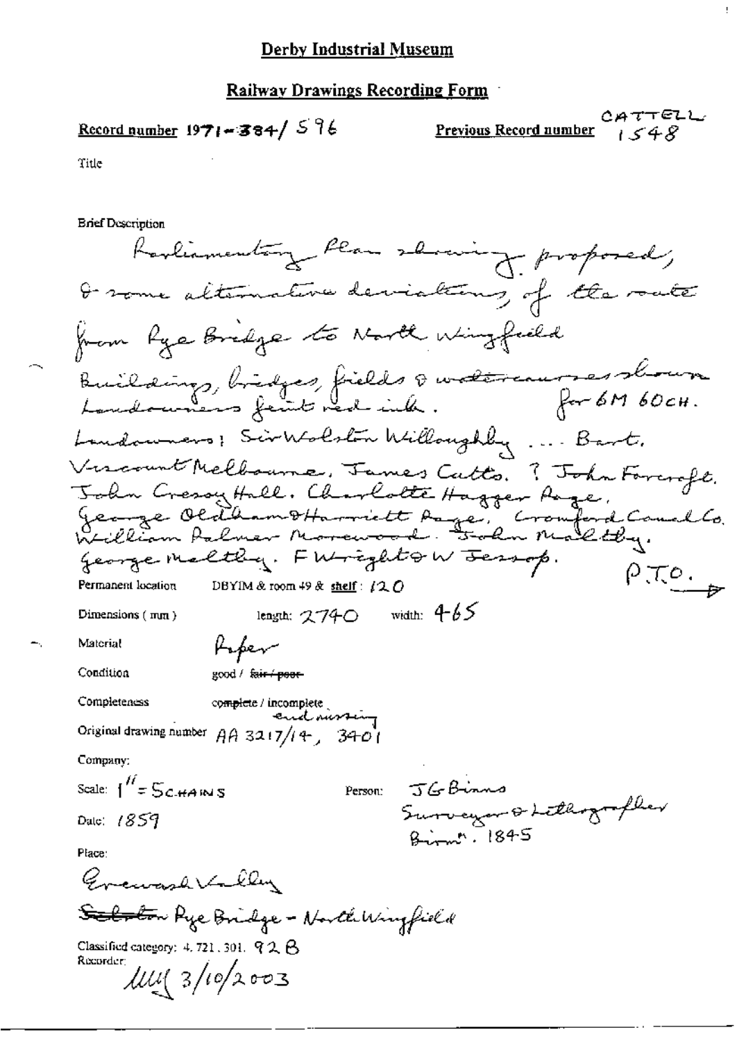# Derby Industrial Museum

## Railway Drawings Recording Form

**Record number** 1971-384/596 **Previous Record number** CATTELL 1548

Title

Brief Description

Parliamentary Plan showing proposed, & some alternative deviations, of the route from Rye Bridge to North Wingfield

Buildings, bridges, fields & watercourses shown for 6M 60CH. Landowners faint red ink.

Landowners: Sir Wolston Willoughby ... Bart, Viscount Melbourne, James Catts. ? John Forcroft. John Cressy Hall. Charlotte Hagger Page, George Oldham & Harriett Page, Cromford Canal Co. William Palmer Morewood. John Maltby. George Maltby. F Wright & W Jessop. P.T.O. →

Permanent location DBYIM & room 49 & shelf: 120

Dimensions (mm) length: 2740 width: 465

Material Paper

Condition good / ~~fair / poor~~

Completeness complete / incomplete end missing

Original drawing number AA 3217/14, 3401

Company:

Scale: 1" = 5 CHAINS

Person: J G Binns Surveyor & Lithographer Birm. 1845

Date: 1859

Place:

Erewash Valley

~~Selston~~ Rye Bridge - North Wingfield

Classified category: 4.721.301. 92 B

Recorder: [initials] 3/10/2003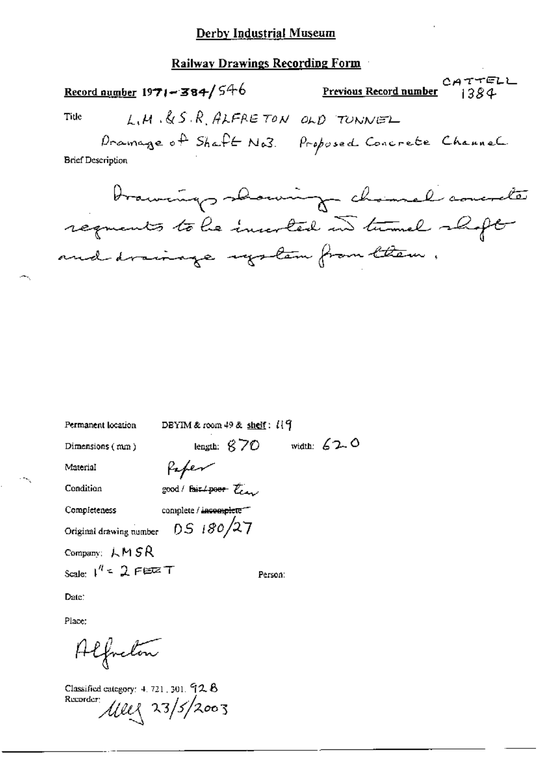# Derby Industrial Museum

## Railway Drawings Recording Form

**Record number** 1971-384/546

**Previous Record number** CATTELL 1384

Title L.M.&S.R. ALFRETON OLD TUNNEL

Drainage of Shaft No3. Proposed Concrete Channel

Brief Description

Drawings showing channel concrete segments to be inserted in tunnel shaft and drainage system from them.

Permanent location DBYIM & room 49 & shelf: 119

Dimensions (mm) length: 870 width: 620

Material Paper

Condition good / ~~fair / poor~~ torn

Completeness complete / ~~incomplete~~

Original drawing number DS 180/27

Company: LMSR

Scale: 1" = 2 FEET

Person:

Date:

Place:

Alfreton

Classified category: 4.721.301.92B

Recorder: MEY 23/5/2003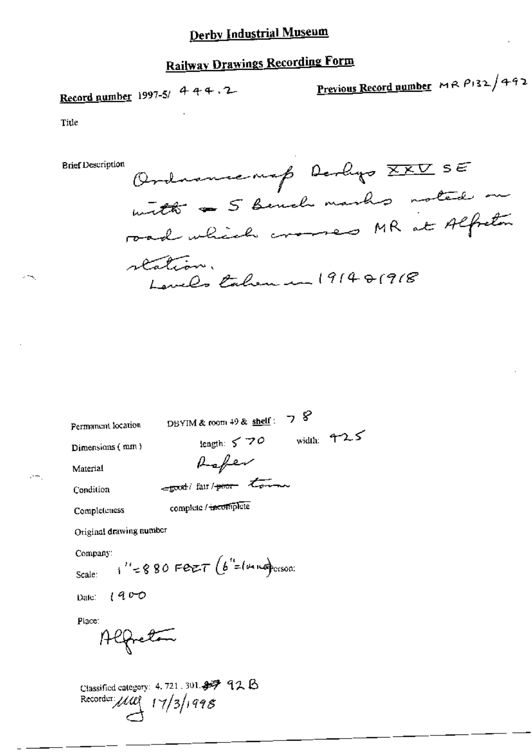# Derby Industrial Museum

## Railway Drawings Recording Form

**Record number** 1997-5/ 444.2

**Previous Record number** MR P132/492

Title

Brief Description

Ordnance map Derbys XXV SE with ~~a~~ 5 Bench marks noted on road which crosses MR at Alfreton station.
Levels taken in 1914 & 1918

Permanent location DBYIM & room 49 & **shelf**: 78

Dimensions (mm) length: 570 width: 425

Material Paper

Condition ~~good~~ / fair / ~~poor~~ torn

Completeness complete / ~~incomplete~~

Original drawing number

Company:

Scale: 1" = 880 FEET (6" = 1 mile) Person:

Date: 1900

Place:

Alfreton

Classified category: 4. 721. 301. ~~87~~ 92 B
Recorder: MW 17/3/1998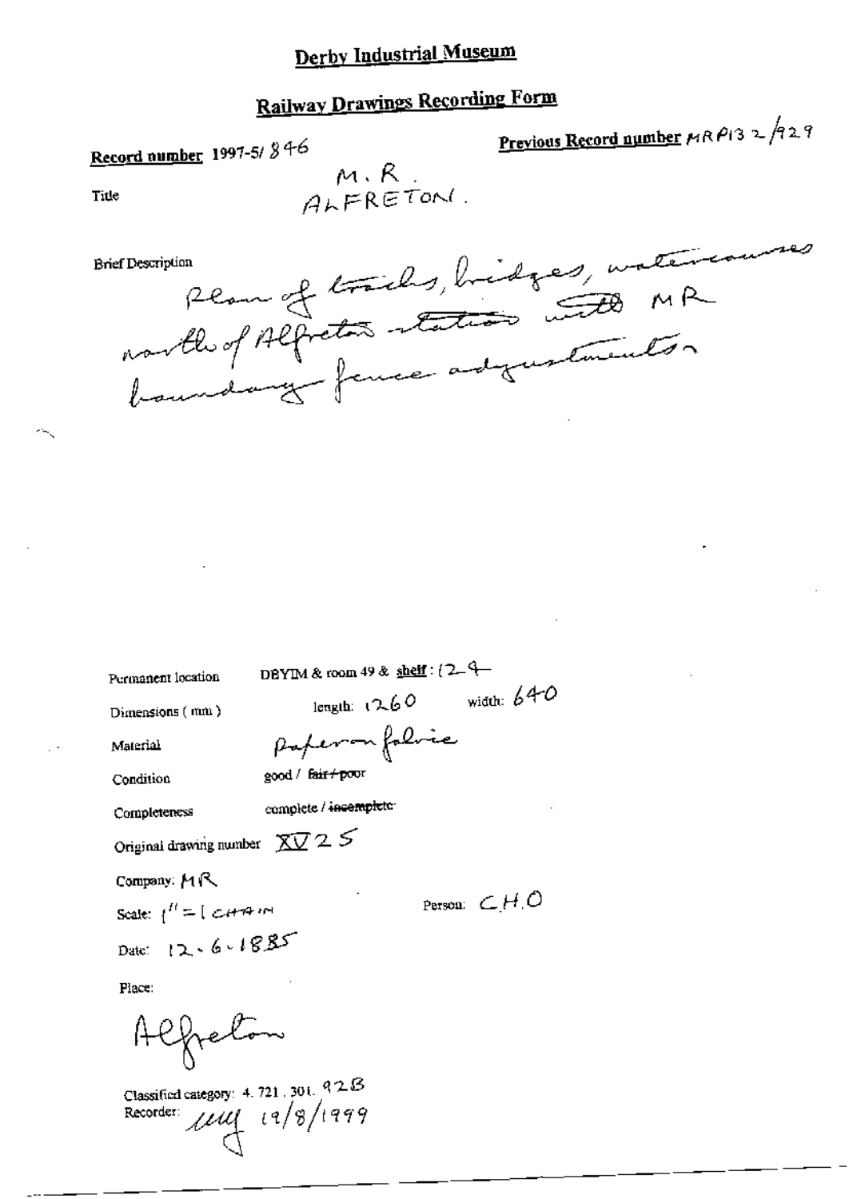# Derby Industrial Museum

## Railway Drawings Recording Form

**Record number** 1997-5/846

**Previous Record number** MRP132/929

Title

M.R.
ALFRETON.

Brief Description

Plan of tracks, bridges, watercourses north of Alfreton station with MR boundary fence adjustments

Permanent location DBYIM & room 49 & shelf: 124

Dimensions (mm) length: 1260 width: 640

Material Paper on fabric

Condition good / ~~fair / poor~~

Completeness complete / ~~incomplete~~

Original drawing number XV 25

Company: MR

Scale: 1" = 1 CHAIN

Person: CHO

Date: 12.6.1885

Place:

Alfreton

Classified category: 4.721.301.92B

Recorder: ung 19/8/1999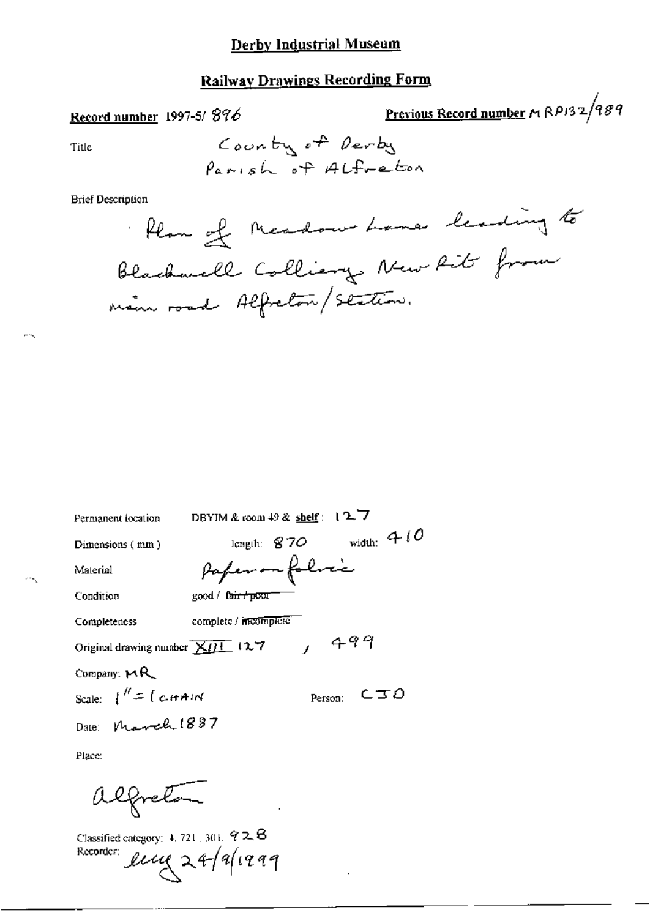# Derby Industrial Museum

## Railway Drawings Recording Form

**Record number** 1997-5/ 896

**Previous Record number** MRP132/989

Title: County of Derby
Parish of Alfreton

Brief Description:

Plan of Meadow Lane leading to Blackwell Colliery New Pit from main road Alfreton/Station.

Permanent location: DBYIM & room 49 & shelf: 127

Dimensions (mm): length: 870 width: 410

Material: Paper on fabric

Condition: good / ~~fair / poor~~

Completeness: complete / ~~incomplete~~

Original drawing number: XIII 127, 499

Company: MR

Scale: 1" = 1 CHAIN

Person: CJO

Date: March 1887

Place:

Alfreton

Classified category: 4.721.301. 928

Recorder: eug 24/9/1999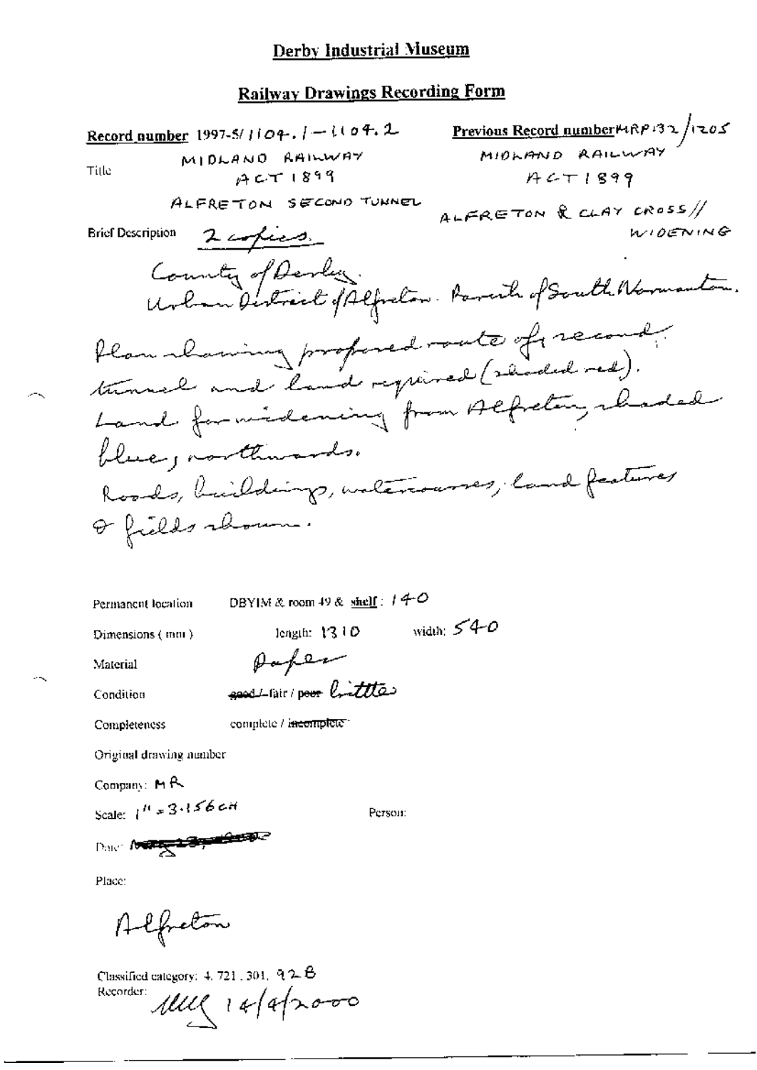# Derby Industrial Museum

## Railway Drawings Recording Form

**Record number** 1997-5/1104.1–1104.2

**Previous Record number** MRP132/1205

**Title**

MIDLAND RAILWAY
ACT 1899
ALFRETON SECOND TUNNEL

MIDLAND RAILWAY
ACT 1899
ALFRETON & CLAY CROSS//
WIDENING

**Brief Description** 2 copies.

County of Derby.
Urban District of Alfreton. Parish of South Normanton.
Plan showing proposed route of second tunnel and land required (shaded red).
Land for widening from Alfreton, shaded blue, northwards.
Roads, buildings, watercourses, land features & fields shown.

Permanent location DBYIM & room 49 & shelf : 140

Dimensions (mm) length: 1310 width: 540

Material Paper

Condition ~~good~~ / fair / ~~poor~~ brittle

Completeness complete / ~~incomplete~~

Original drawing number

Company: MR

Scale: 1" = 3.156 CH

Person:

Date: ~~[struck through]~~

Place:

Alfreton

Classified category: 4. 721. 301. 92B

Recorder: MW 14/4/2000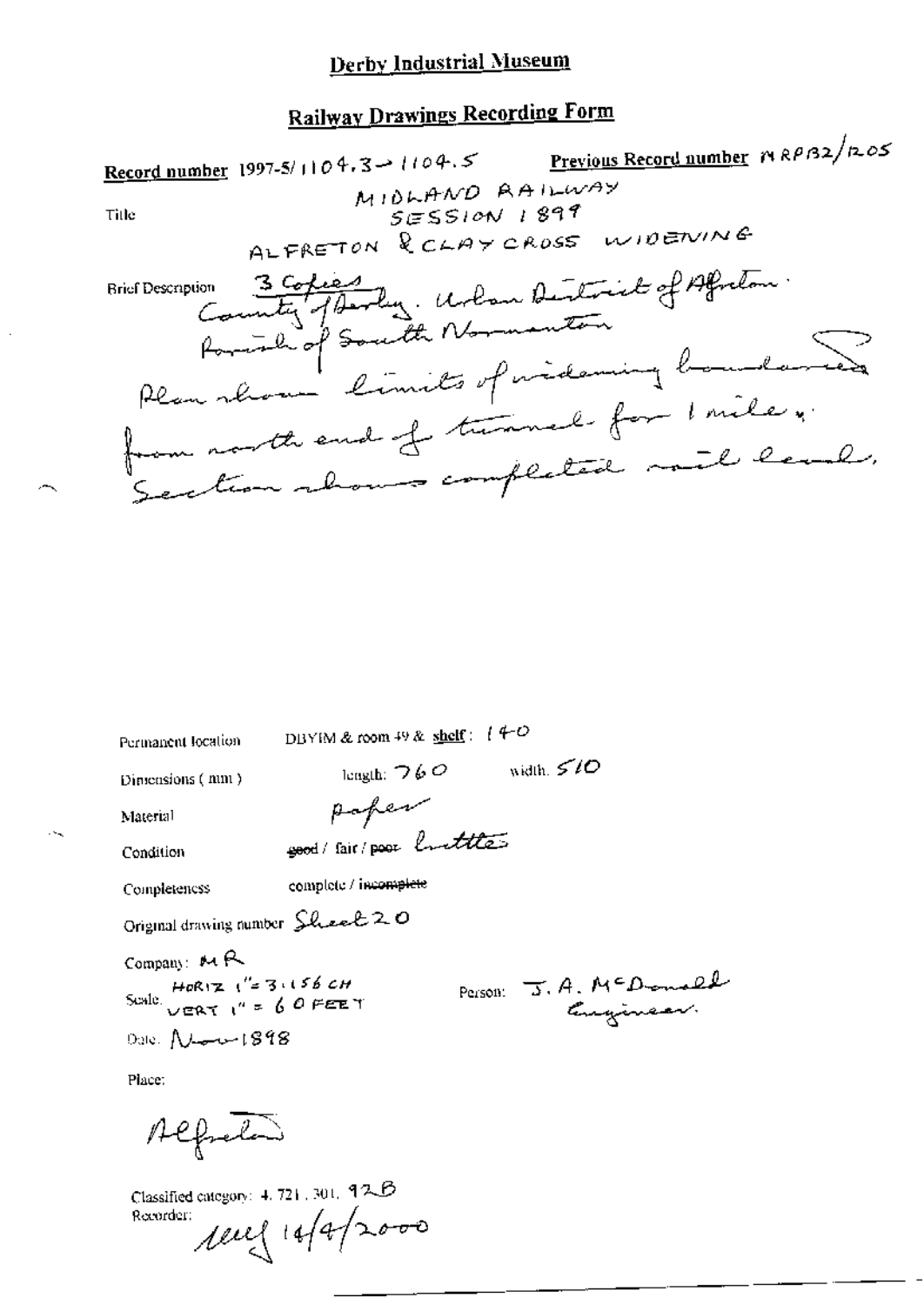# Derby Industrial Museum

## Railway Drawings Recording Form

**Record number** 1997-5/1104.3→1104.5 **Previous Record number** MRP132/R05

Title MIDLAND RAILWAY SESSION 1899 ALFRETON & CLAY CROSS WIDENING

Brief Description 3 Copies. County of Derby. Urban District of Alfreton. Parish of South Normanton. Plan shows limits of widening boundaries from north end of tunnel for 1 mile. Section shows completed rail level.

Permanent location DBYIM & room 49 & **shelf**: 140

Dimensions (mm) length: 760 width: 510

Material paper

Condition ~~good~~ / fair / ~~poor~~ brittle

Completeness complete / ~~incomplete~~

Original drawing number Sheet 20

Company: MR

Scale: HORIZ 1" = 3.156 CH VERT 1" = 60 FEET

Person: J. A. McDonald Engineer.

Date: Nov 1898

Place:

Alfreton

Classified category: 4.721.301. 92B

Recorder: 14/4/2000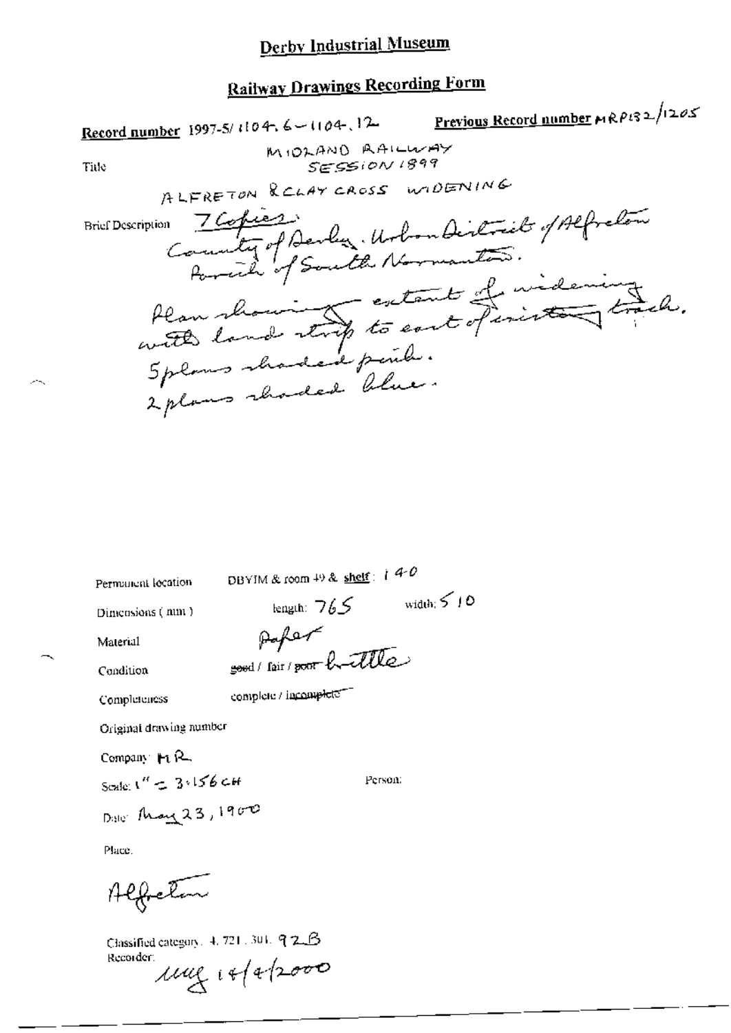# Derby Industrial Museum

## Railway Drawings Recording Form

**Record number** 1997-5/1104.6–1104.12 **Previous Record number** MRP132/1205

Title

MIDLAND RAILWAY
SESSION 1899

ALFRETON & CLAY CROSS WIDENING

Brief Description 7 Copies.
County of Derby. Urban District of Alfreton
Parish of South Normanton.

Plan showing extent of widening
with land strip to east of existing track.
5 plans shaded pink.
2 plans shaded blue.

Permanent location DBYIM & room 49 & shelf: 140

Dimensions (mm) length: 765 width: 510

Material Paper

Condition ~~good~~ / fair / ~~poor~~ brittle

Completeness complete / ~~incomplete~~

Original drawing number

Company: MR

Scale: 1" = 3.156 CH

Person:

Date: May 23, 1900

Place:

Alfreton

Classified category: 4.721.301.92B

Recorder: mg 14/4/2000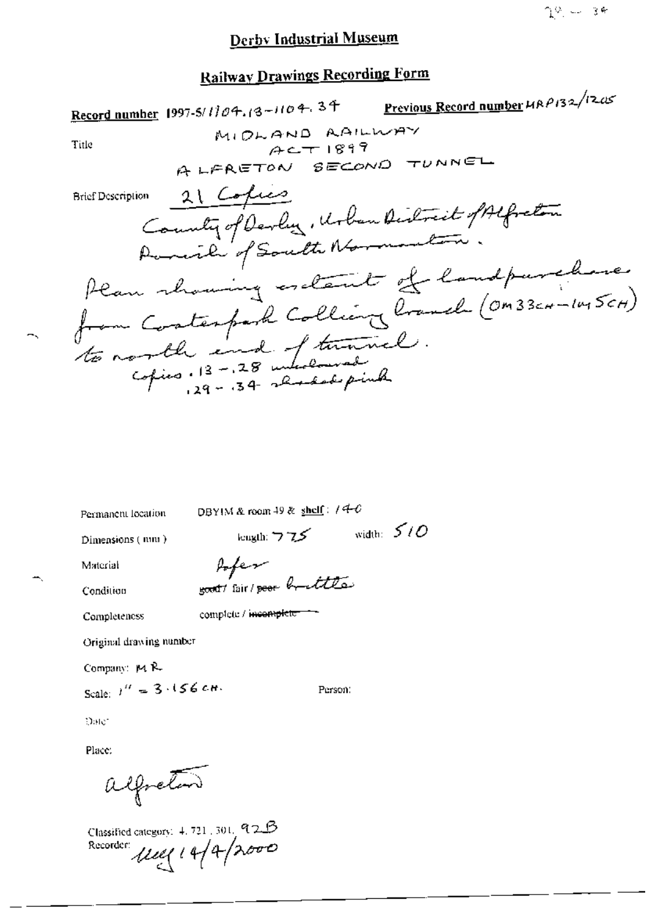# Derby Industrial Museum

## Railway Drawings Recording Form

**Record number** 1997-5/1104.13-1104.34 **Previous Record number** MRP132/1205

Title

MIDLAND RAILWAY
ACT 1899
ALFRETON SECOND TUNNEL

Brief Description

21 Copies
County of Derby, Urban District of Alfreton
Parish of South Normanton.
Plan showing extent of land purchase from Coatespark Colliery branch (0m 33ch – 1m 5ch) to north end of tunnel.
copies .13 – .28 uncoloured
.29 – .34 shaded pink

Permanent location DBYIM & room 49 & shelf: 140

Dimensions (mm) length: 775 width: 510

Material Paper

Condition ~~good~~ / fair / ~~poor~~ brittle

Completeness complete / ~~incomplete~~

Original drawing number

Company: MR

Scale: 1" = 3.156 CH. Person:

Date:

Place:

Alfreton

Classified category: 4.721.301.92B
Recorder: 14/4/2000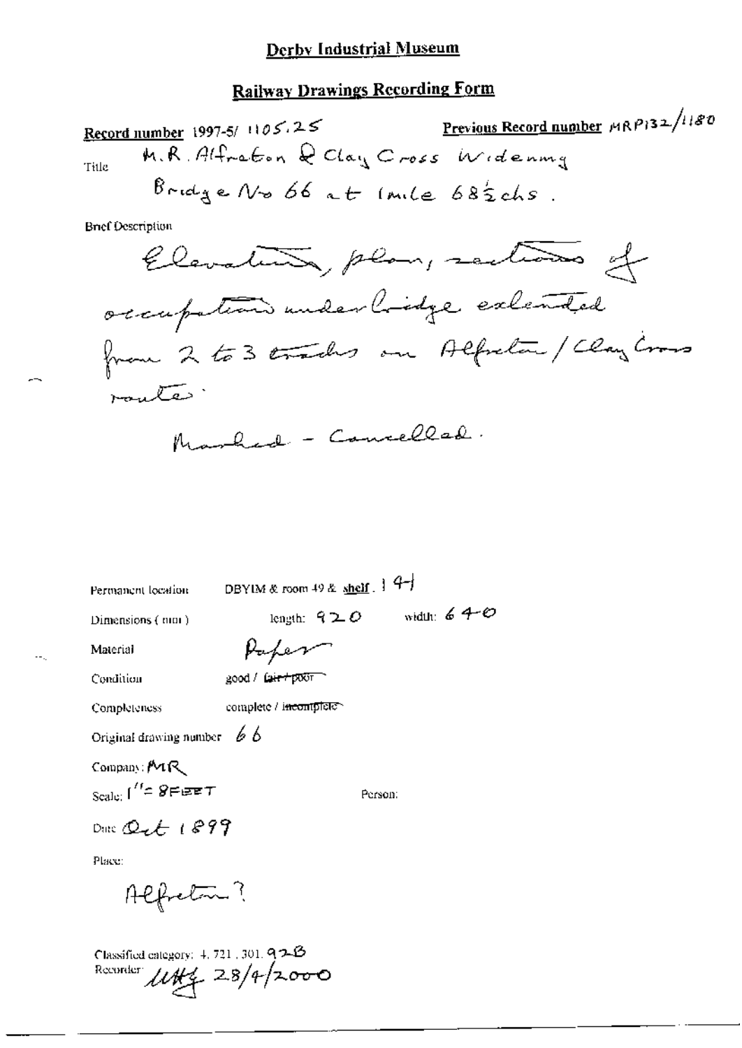# Derby Industrial Museum

## Railway Drawings Recording Form

**Record number** 1997-5/ 1105.25

**Previous Record number** MRP132/1180

Title M.R. Alfreton & Clay Cross Widening Bridge No 66 at 1mile 68½chs.

Brief Description

Elevation, plan, sections of occupation underbridge extended from 2 to 3 tracks on Alfreton / Clay Cross route.

Marked - Cancelled.

Permanent location DBYIM & room 49 & shelf. 141

Dimensions (mm) length: 920 width: 640

Material Paper

Condition good / ~~fair / poor~~

Completeness complete / ~~incomplete~~

Original drawing number 66

Company: MR

Scale: 1" = 8FEET

Person:

Date Oct 1899

Place:

Alfreton?

Classified category: 4.721.301.92B

Recorder: UHG 28/4/2000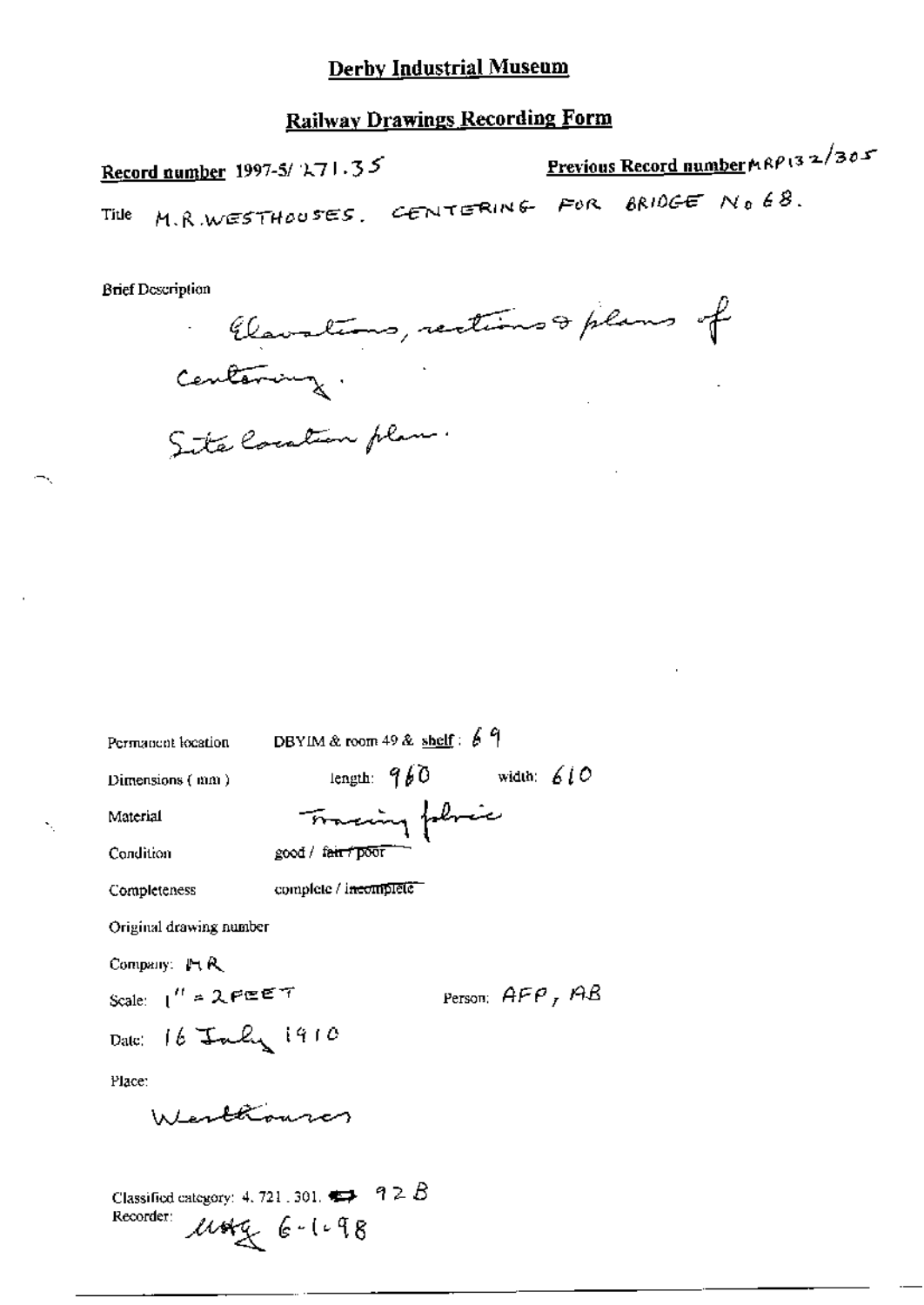# Derby Industrial Museum

## Railway Drawings Recording Form

**Record number** 1997-5/ 271.35

**Previous Record number** MRP132/305

Title M.R. WESTHOUSES. CENTERING FOR BRIDGE No 68.

Brief Description

Elevations, sections & plans of Centering.

Site location plan.

Permanent location DBYIM & room 49 & shelf: 69

Dimensions (mm) length: 960 width: 610

Material Tracing fabric

Condition good / ~~fair / poor~~

Completeness complete / ~~incomplete~~

Original drawing number

Company: MR

Scale: 1" = 2 FEET

Person: AFP, AB

Date: 16 July 1910

Place:

Westhouses

Classified category: 4. 721. 301. 92B

Recorder: MAG 6-1-98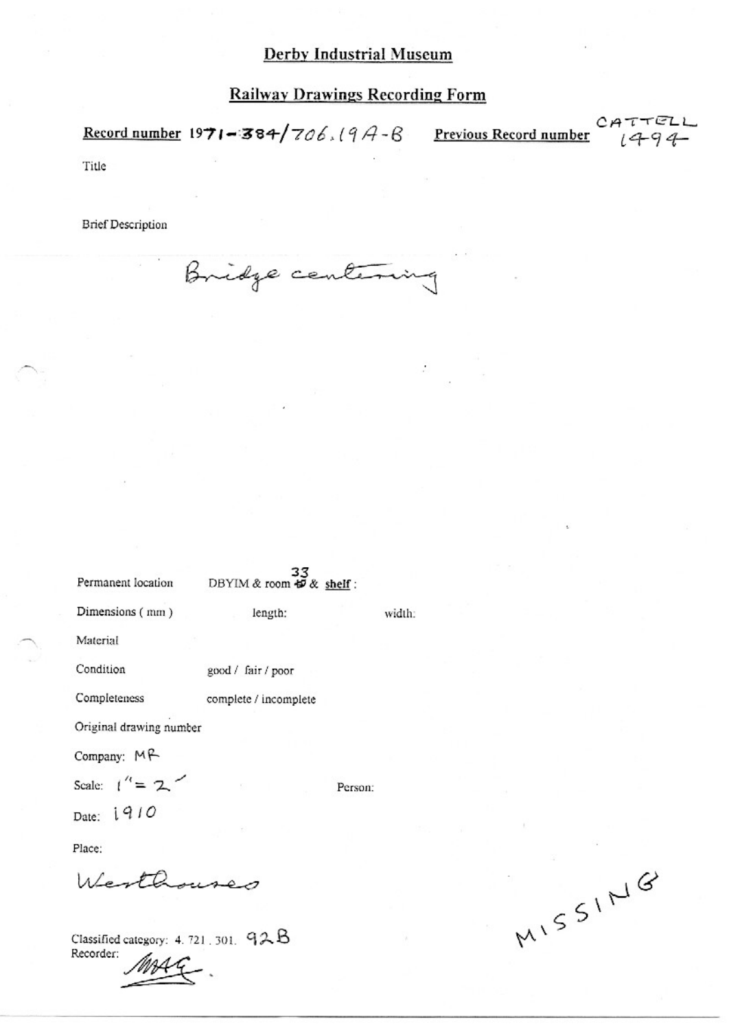# Derby Industrial Museum

## Railway Drawings Recording Form

**Record number** 1971-384/706.19A-B **Previous Record number** CATTELL 1494

Title

Brief Description

Bridge centering

Permanent location DBYIM & room 33 & **shelf** :

Dimensions ( mm ) length: width:

Material

Condition good / fair / poor

Completeness complete / incomplete

Original drawing number

Company: MR

Scale: 1" = 2'

Person:

Date: 1910

Place:

Westhouses

Classified category: 4. 721. 301. 92B

Recorder: MAG.

MISSING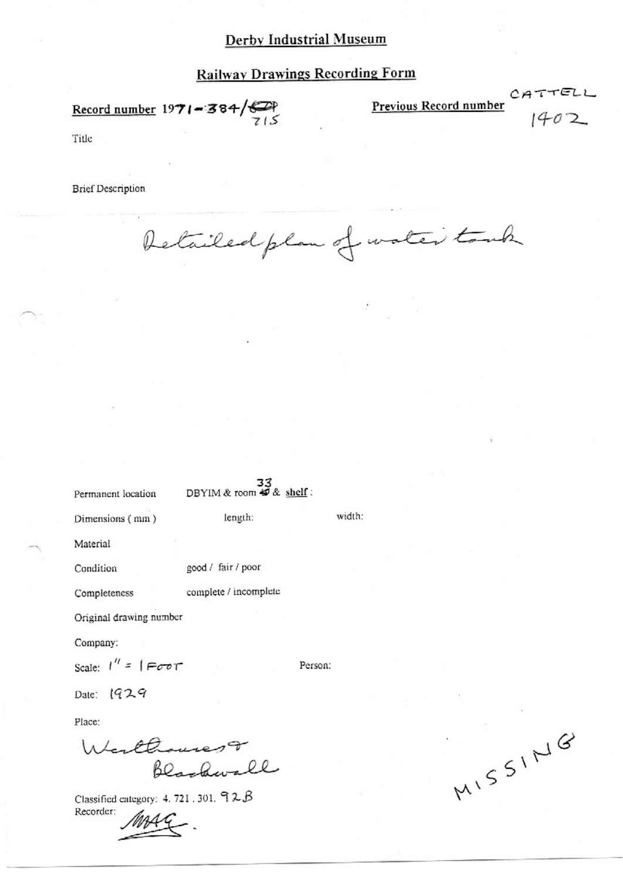Derby Industrial Museum

Railway Drawings Recording Form

Record number 1971-384/715

Previous Record number CATTELL 1402

Title

Brief Description

Detailed plan of water tank

Permanent location DBYIM & room 33 & shelf:

Dimensions (mm) length: width:

Material

Condition good / fair / poor

Completeness complete / incomplete

Original drawing number

Company:

Scale: 1" = 1 FOOT

Person:

Date: 1929

Place:

Westhouses & Blackwell

Classified category: 4. 721. 301. 92B

Recorder: MAG.

MISSING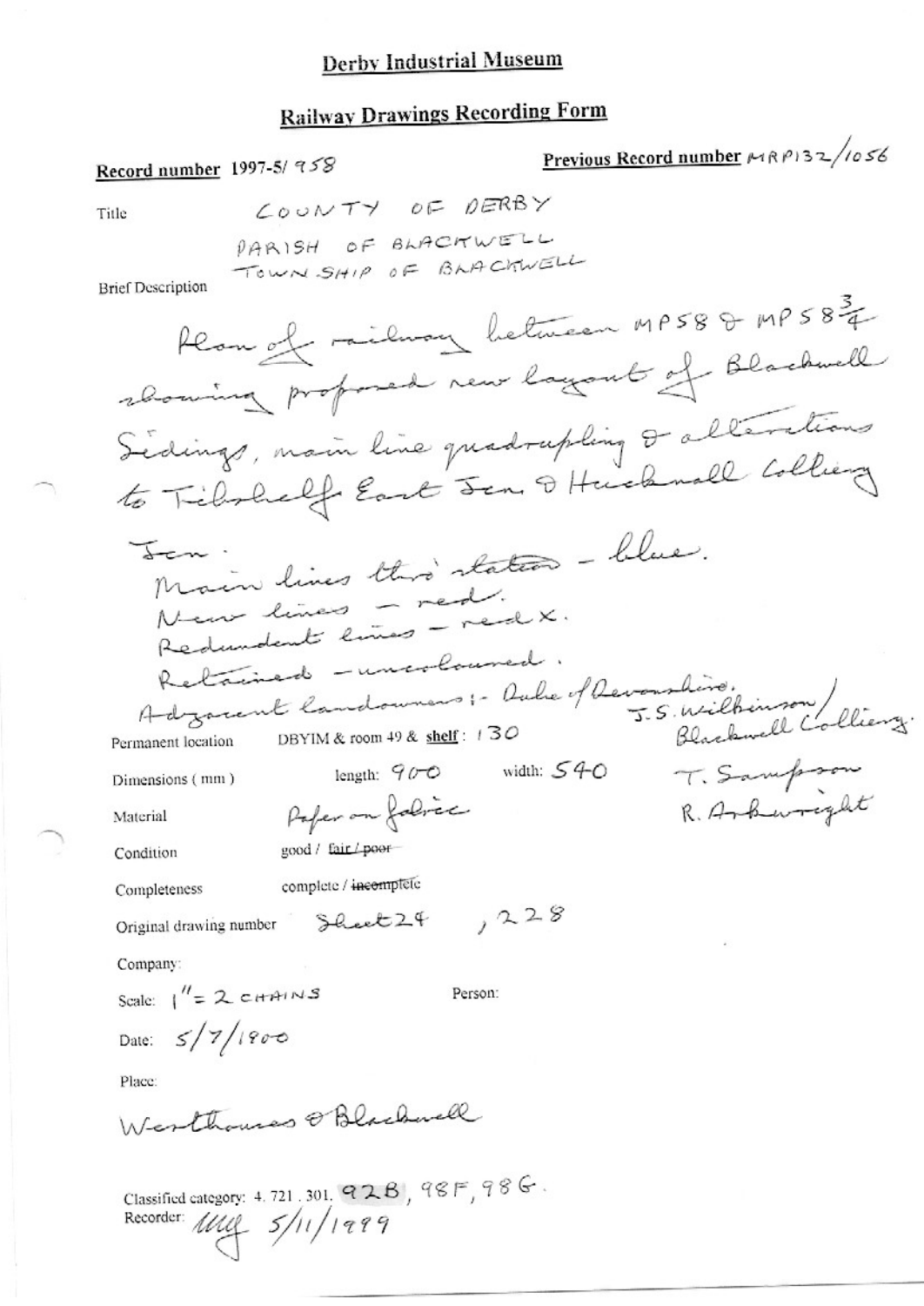# Derby Industrial Museum

## Railway Drawings Recording Form

**Record number** 1997-5/958

**Previous Record number** MRP132/1056

Title

COUNTY OF DERBY
PARISH OF BLACKWELL
TOWNSHIP OF BLACKWELL

Brief Description

Plan of railway between MP58 & MP58$\frac{3}{4}$ showing proposed new layout of Blackwell Sidings, main line quadrupling & alterations to Tibshelf East Jcn & Hucknall Colliery Jcn.
Main lines thro' station - blue.
New lines - red.
Redundant lines - red x.
Retained - uncoloured.
Adjacent landowners:- Duke of Devonshire, J.S. Wilkinson / Blackwell Colliery. T. Sampson, R. Arkwright

Permanent location DBYIM & room 49 & **shelf**: 130

Dimensions (mm) length: 900 width: 540

Material Paper on fabric

Condition good / ~~fair / poor~~

Completeness complete / ~~incomplete~~

Original drawing number Sheet 24 , 228

Company:

Scale: 1" = 2 CHAINS

Person:

Date: 5/7/1900

Place:

Westhouses & Blackwell

Classified category: 4. 721. 301. 92B, 98F, 98G.

Recorder: MG 5/11/1999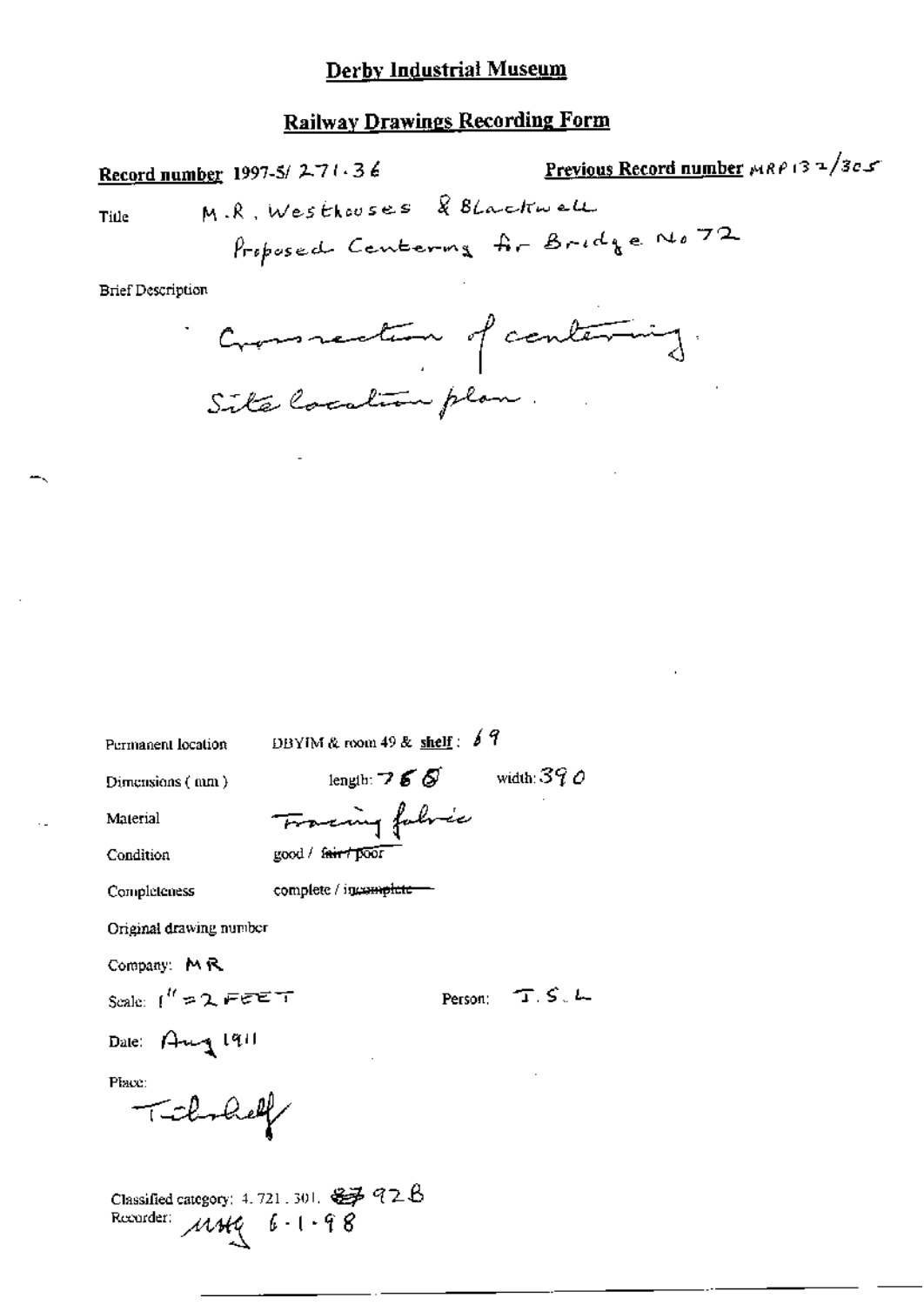# Derby Industrial Museum

## Railway Drawings Recording Form

**Record number** 1997-5/ 271.36

**Previous Record number** MRP132/305

Title: M.R. Westhouses & Blackwell
Proposed Centering for Bridge No 72

Brief Description

Cross section of centering.
Site location plan.

Permanent location: DBYIM & room 49 & **shelf**: 69

Dimensions (mm): length: 768 width: 390

Material: Tracing fabric

Condition: good / ~~fair / poor~~

Completeness: complete / ~~incomplete~~

Original drawing number

Company: MR

Scale: 1" = 2 FEET

Person: T.S.L

Date: Aug 1911

Place: Tchshelf

Classified category: 4.721.301. ~~87~~ 92B

Recorder: MHG 6-1-98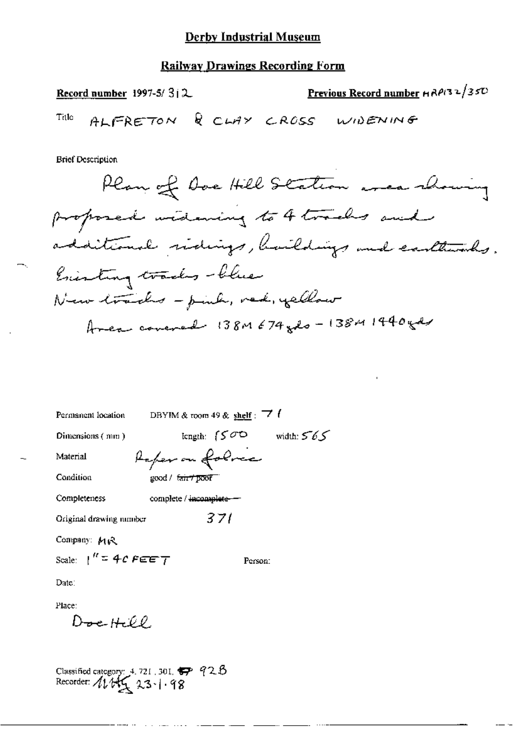# Derby Industrial Museum

## Railway Drawings Recording Form

**Record number** 1997-5/ 312

**Previous Record number** HRP132/350

Title ALFRETON & CLAY CROSS WIDENING

Brief Description

Plan of Doe Hill Station area showing proposed widening to 4 tracks and additional sidings, buildings and earthworks.
Existing tracks - blue
New tracks - pink, red, yellow
Area covered 138M 674yds - 138M 1440yds

Permanent location DBYIM & room 49 & **shelf**: 71

Dimensions (mm) length: 1500 width: 565

Material Paper on fabric

Condition good / ~~fair / poor~~

Completeness complete / ~~incomplete~~

Original drawing number 371

Company: MR

Scale: 1" = 40 FEET

Person:

Date:

Place:
Doe Hill

Classified category: 4. 721. 301. 928
Recorder: 23.1.98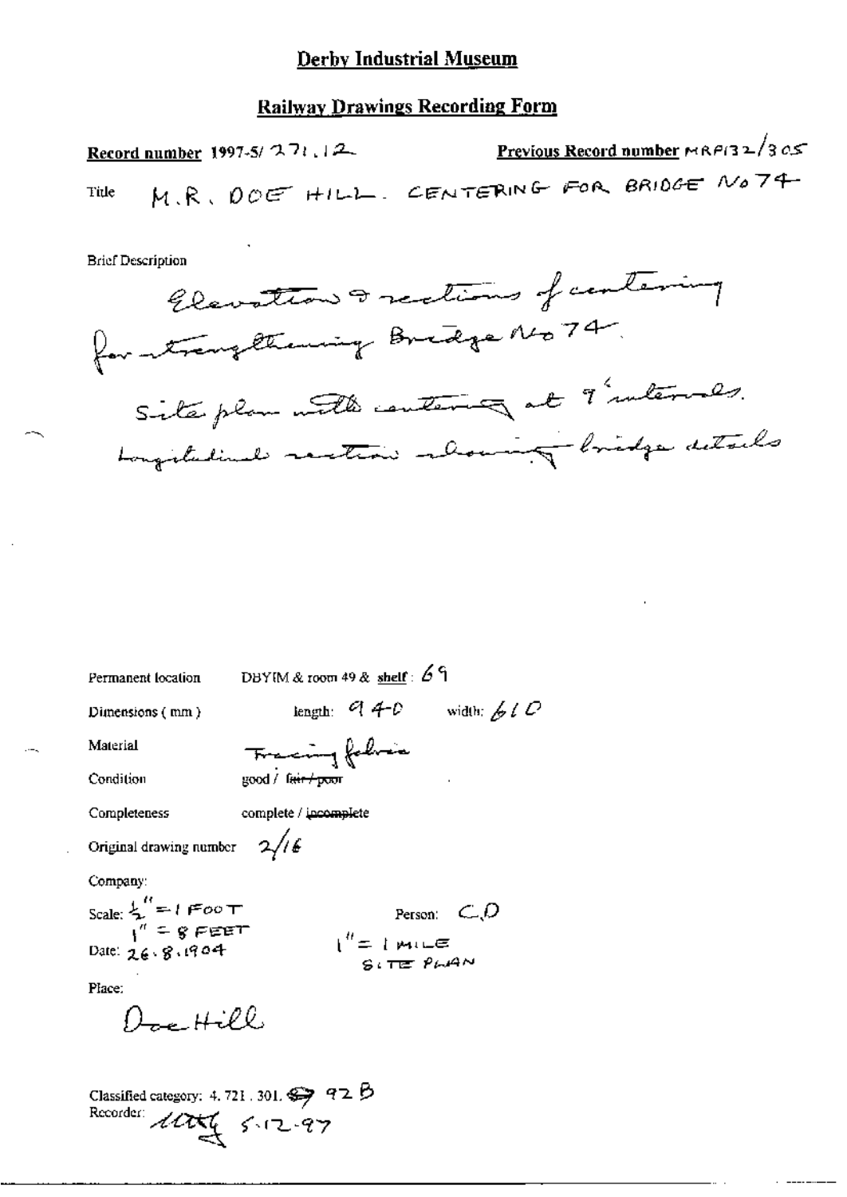# Derby Industrial Museum

## Railway Drawings Recording Form

**Record number** 1997-5/ 271.12 **Previous Record number** MRP132/305

Title M.R. DOE HILL. CENTERING FOR BRIDGE No 74

Brief Description

Elevation & sections of centering for strengthening Bridge No 74. Site plan with centering at 9' intervals. Longitudinal section showing bridge details

Permanent location DBYIM & room 49 & **shelf**: 69

Dimensions (mm) length: 940 width: 610

Material Tracing fabric

Condition good / ~~fair / poor~~

Completeness complete / ~~incomplete~~

Original drawing number 2/16

Company:

Scale: $\frac{1}{2}$" = 1 FOOT
1" = 8 FEET
1" = 1 MILE SITE PLAN

Person: C.D

Date: 26.8.1904

Place:

Doe Hill

Classified category: 4. 721. 301. 92 B

Recorder: [signature] 5.12.97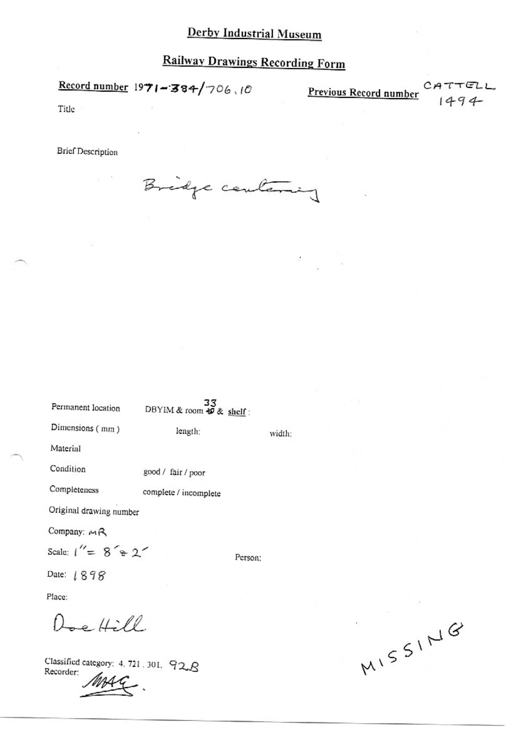# Derby Industrial Museum

## Railway Drawings Recording Form

**Record number** 1971-384/706.10

**Previous Record number** CATTELL 1494

Title

Brief Description

Bridge centering

Permanent location DBYIM & room 33 & shelf :

Dimensions ( mm ) length: width:

Material

Condition good / fair / poor

Completeness complete / incomplete

Original drawing number

Company: MR

Scale: 1" = 8' & 2'

Person:

Date: 1898

Place:

Doe Hill

Classified category: 4. 721 . 301. 92B

Recorder: MAG.

MISSING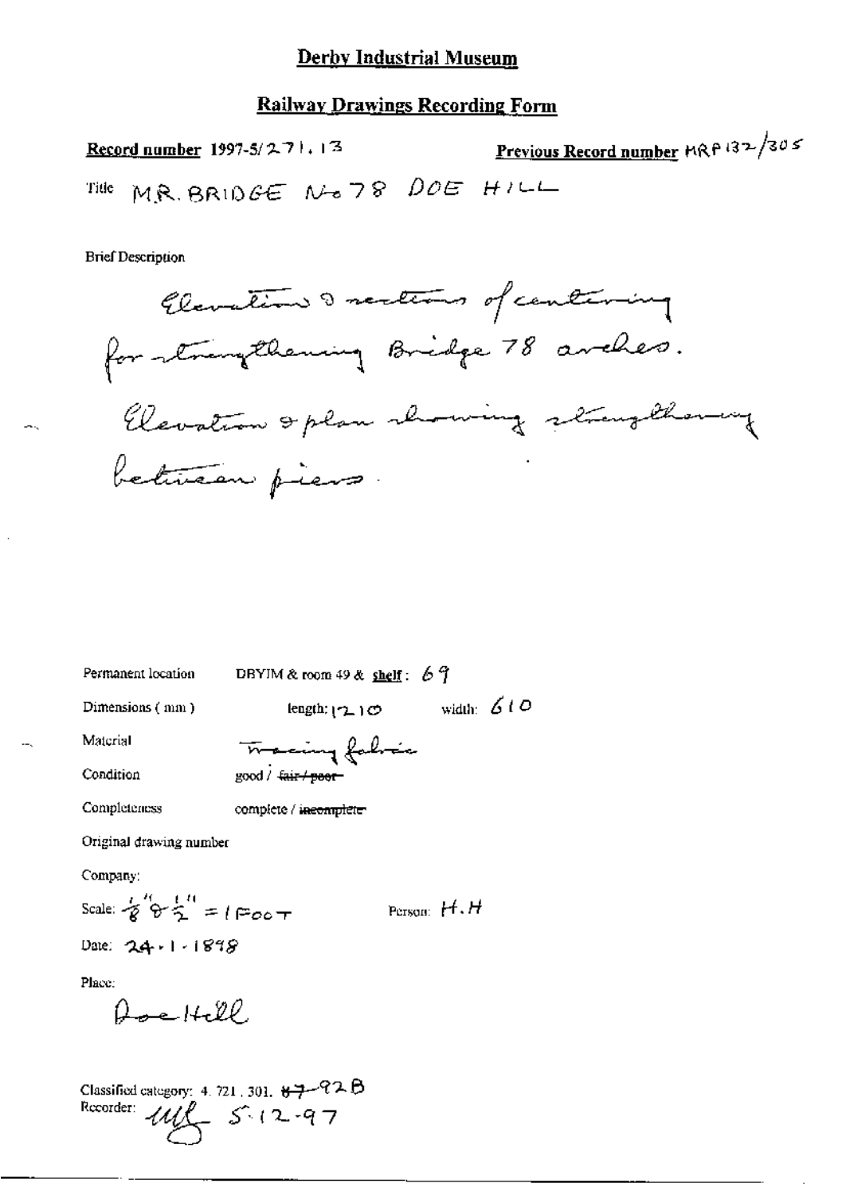# Derby Industrial Museum

## Railway Drawings Recording Form

**Record number** 1997-5/271.13

**Previous Record number** MRP 132/305

Title MR. BRIDGE No 78 DOE HILL

Brief Description

Elevation & sections of centering for strengthening Bridge 78 arches. Elevation & plan showing strengthening between piers.

Permanent location DBYIM & room 49 & **shelf**: 69

Dimensions (mm) length: 1210 width: 610

Material Tracing fabric

Condition good / ~~fair / poor~~

Completeness complete / ~~incomplete~~

Original drawing number

Company:

Scale: 1/8" & 1/2" = 1 FOOT

Person: H.H

Date: 24-1-1898

Place:

Doe Hill

Classified category: 4.721.301. ~~87~~-92B

Recorder: ulf 5-12-97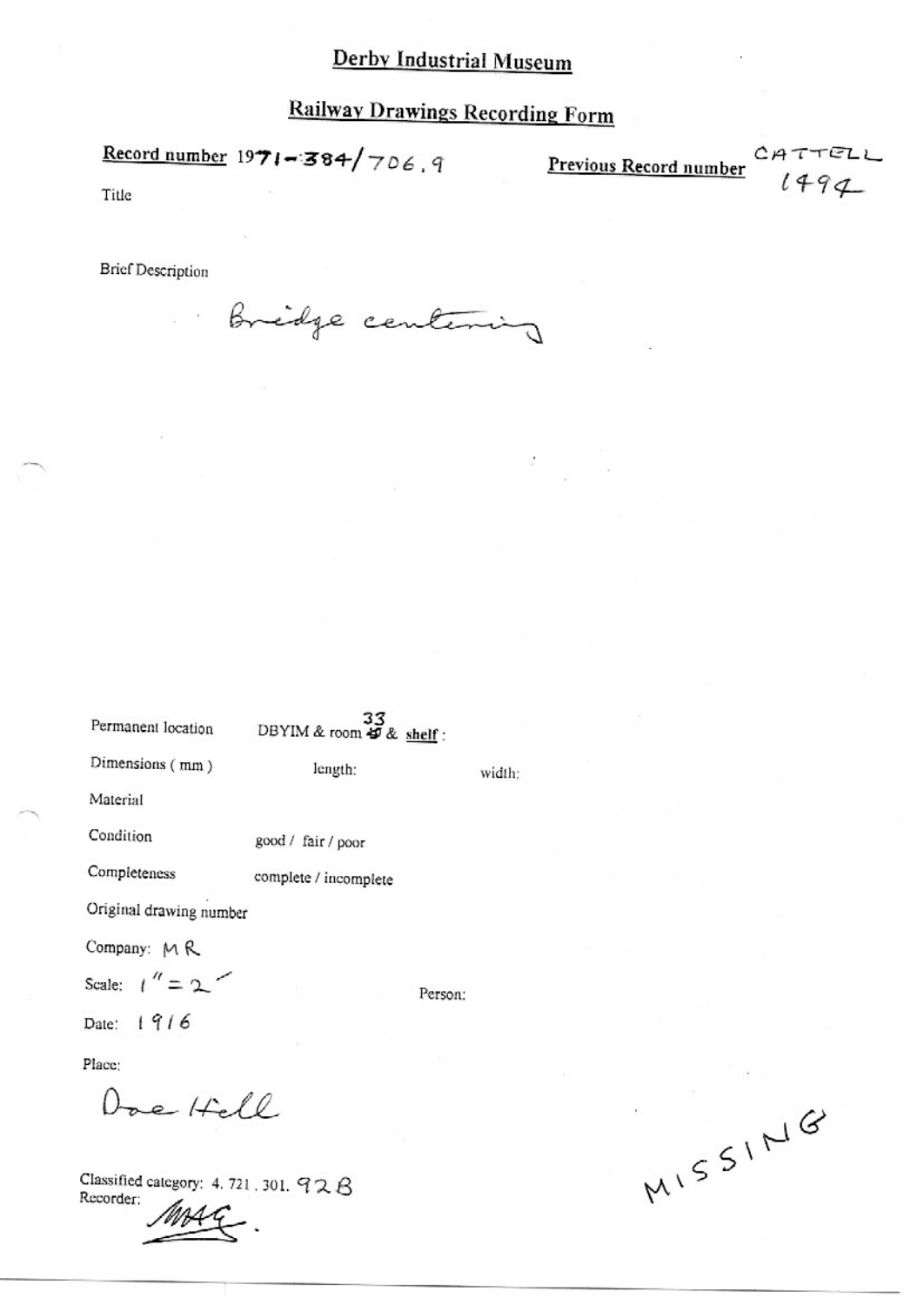# Derby Industrial Museum

## Railway Drawings Recording Form

**Record number** 1971-384/706.9

**Previous Record number** CATTELL 1494

Title

Brief Description

Bridge centering

Permanent location DBYIM & room 33 & **shelf** :

Dimensions ( mm ) length: width:

Material

Condition good / fair / poor

Completeness complete / incomplete

Original drawing number

Company: MR

Scale: 1" = 2'

Person:

Date: 1916

Place:

Doe Hill

Classified category: 4. 721 . 301. 92B

Recorder: MAG.

MISSING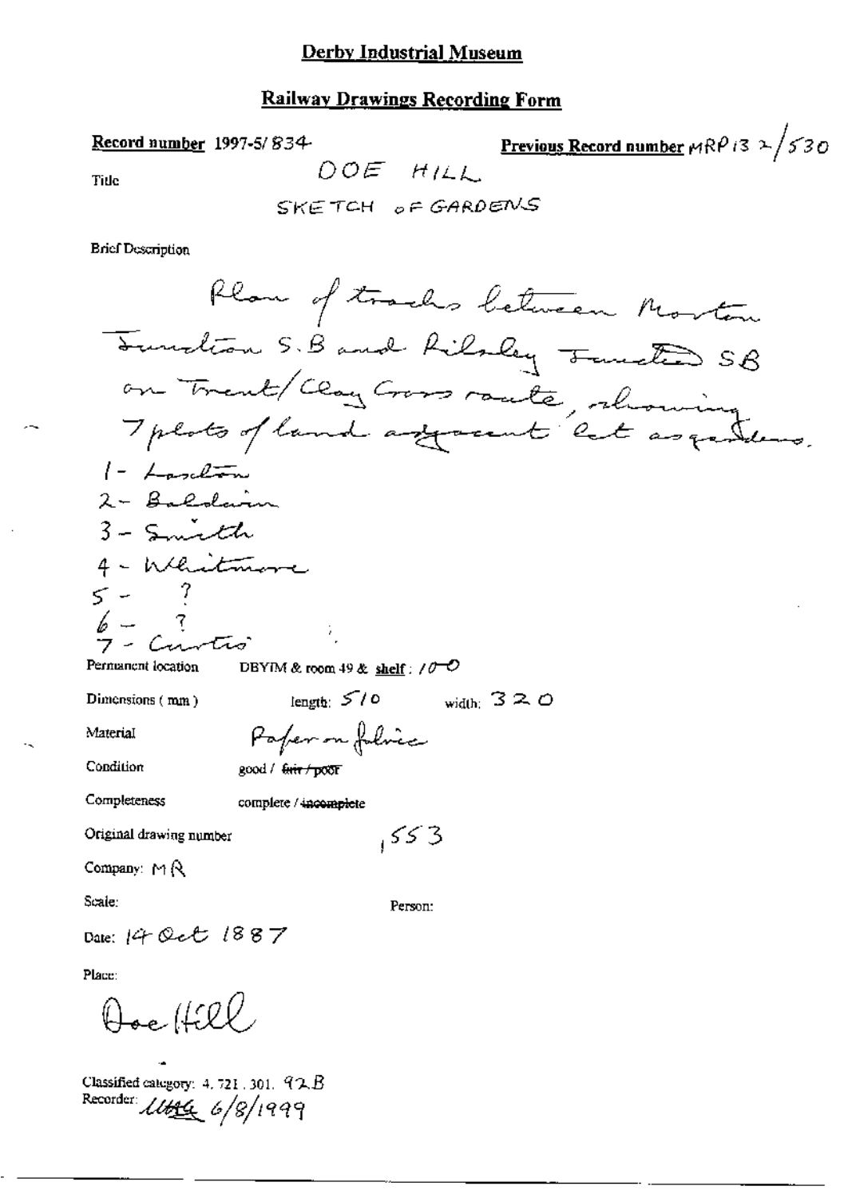**Derby Industrial Museum**

**Railway Drawings Recording Form**

**Record number** 1997-5/834

**Previous Record number** MRP 132/530

Title

DOE HILL

SKETCH OF GARDENS

Brief Description

Plan of tracks between Morton Junction S.B and Pilsley Junction SB on Trent/Clay Cross route, showing 7 plots of land adjacent let as gardens.

1 - Lawton
2 - Baldwin
3 - Smith
4 - Whitmore
5 - ?
6 - ?
7 - Curtis

Permanent location DBYIM & room 49 & shelf: 10-O

Dimensions (mm) length: 510 width: 320

Material Paper on fabric

Condition good / ~~fair / poor~~

Completeness complete / ~~incomplete~~

Original drawing number 1553

Company: MR

Scale:

Person:

Date: 14 Oct 1887

Place:

Doe Hill

Classified category: 4.721.301.92B

Recorder: ldtg 6/8/1999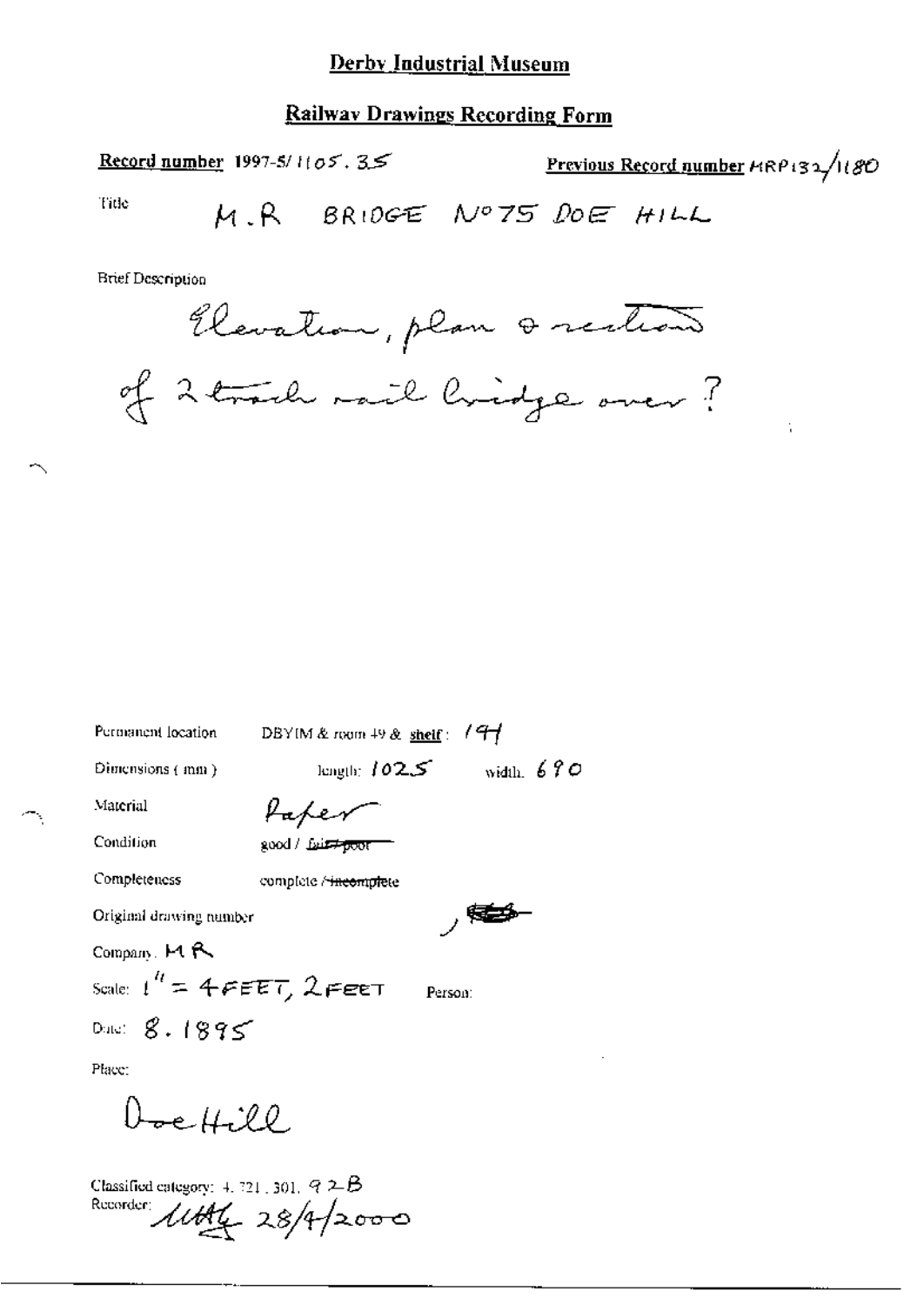# Derby Industrial Museum

## Railway Drawings Recording Form

**Record number** 1997-5/1105.35

**Previous Record number** MRP132/1180

Title M.R BRIDGE No75 DOE HILL

Brief Description

Elevation, plan & section of 2 track rail bridge over ?

Permanent location DBYIM & room 49 & shelf: 194

Dimensions (mm) length: 1025 width: 690

Material Paper

Condition good / ~~fair / poor~~

Completeness complete / ~~incomplete~~

Original drawing number

Company: MR

Scale: 1" = 4 FEET, 2 FEET Person:

Date: 8.1895

Place:

Doe Hill

Classified category: 4.721.301.92B

Recorder: MAG 28/4/2000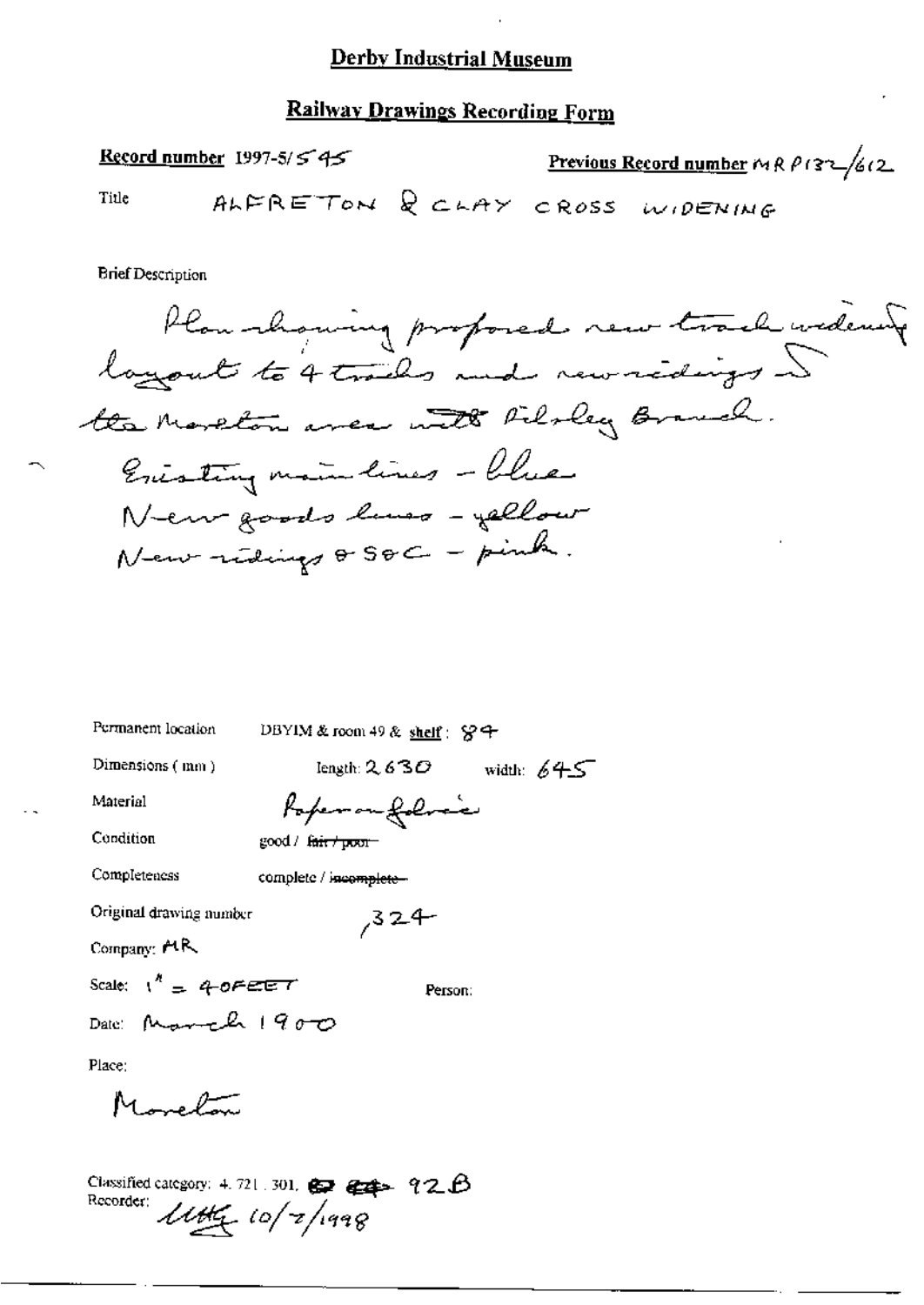# Derby Industrial Museum

## Railway Drawings Recording Form

**Record number** 1997-5/545

**Previous Record number** MR P132/612

Title ALFRETON & CLAY CROSS WIDENING

Brief Description

Plan showing proposed new track widening layout to 4 tracks and new sidings in the Morton area with Pilsley Branch.
Existing main lines - blue
New goods lines - yellow
New sidings & S&C - pink.

Permanent location DBYIM & room 49 & shelf: 84

Dimensions (mm) length: 2630 width: 645

Material Paper on fabric

Condition good / ~~fair / poor~~

Completeness complete / ~~incomplete~~

Original drawing number 324

Company: MR

Scale: 1" = 40FEET

Person:

Date: March 1900

Place:

Morton

Classified category: 4. 721. 301. 92B

Recorder: MHG 10/7/1998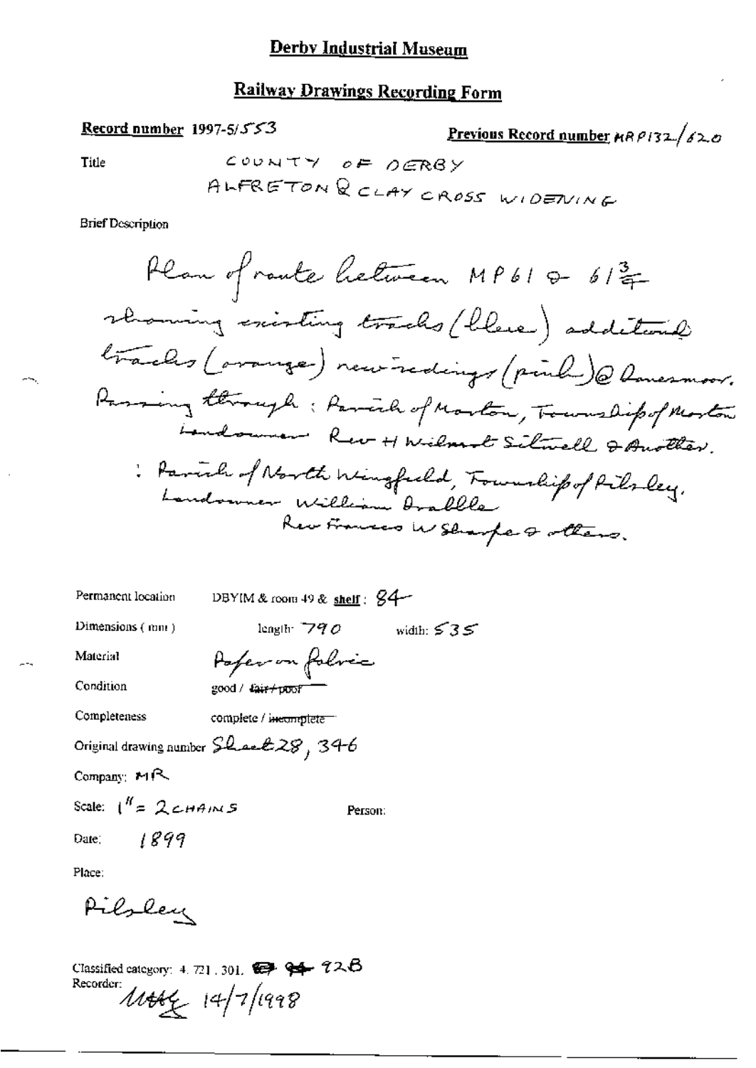# Derby Industrial Museum

## Railway Drawings Recording Form

**Record number** 1997-5/553

**Previous Record number** MRP132/620

Title

COUNTY OF DERBY
ALFRETON & CLAY CROSS WIDENING

Brief Description

Plan of route between MP61 & 61¾ showing existing tracks (blue) additional tracks (orange) new sidings (pink) @ Danesmoor. Passing through: Parish of Morton, Township of Morton Landowner Rev H Wilmot Sitwell & Another.
: Parish of North Wingfield, Township of Pilsley. Landowner William Drabble
Rev Frances W Sharpe & others.

Permanent location DBYIM & room 49 & shelf: 84

Dimensions (mm) length: 790 width: 535

Material Paper on fabric

Condition good / ~~fair / poor~~

Completeness complete / ~~incomplete~~

Original drawing number Sheet 28, 346

Company: MR

Scale: 1" = 2 CHAINS

Person:

Date: 1899

Place:

Pilsley

Classified category: 4. 721. 301. ~~✱~~ ~~94~~ 92B

Recorder: MHH 14/7/1998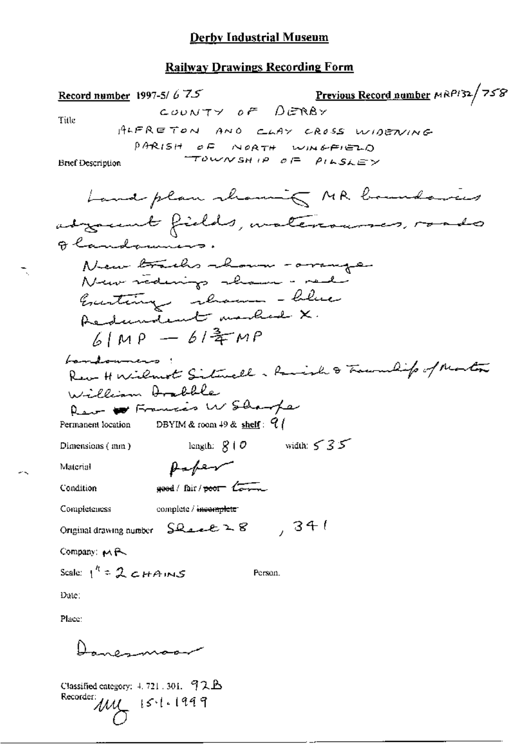# Derby Industrial Museum

## Railway Drawings Recording Form

**Record number** 1997-5/ 675

**Previous Record number** MRP132/758

Title

COUNTY OF DERBY

ALFRETON AND CLAY CROSS WIDENING

PARISH OF NORTH WINGFIELD

TOWNSHIP OF PILSLEY

Brief Description

Land plan showing MR boundaries adjacent fields, watercourses, roads & landowners.

New tracks shown - orange

New sidings shown - red

Existing shown - blue

Redundant marked X.

61 MP — 61¾ MP

Landowners:

Rev H Wilmot Sitwell - Parish & Township of Morton

William Drabble

Rev Francis W Sharpe

Permanent location DBYIM & room 49 & **shelf**: 91

Dimensions (mm) length: 810 width: 535

Material Paper

Condition ~~good~~ / fair / ~~poor~~ Torn

Completeness complete / ~~incomplete~~

Original drawing number Sheet 28 , 341

Company: MR

Scale: 1" = 2 CHAINS Person.

Date:

Place:

Danesmoor

Classified category: 4. 721. 301. 92B

Recorder: MG 15.1.1999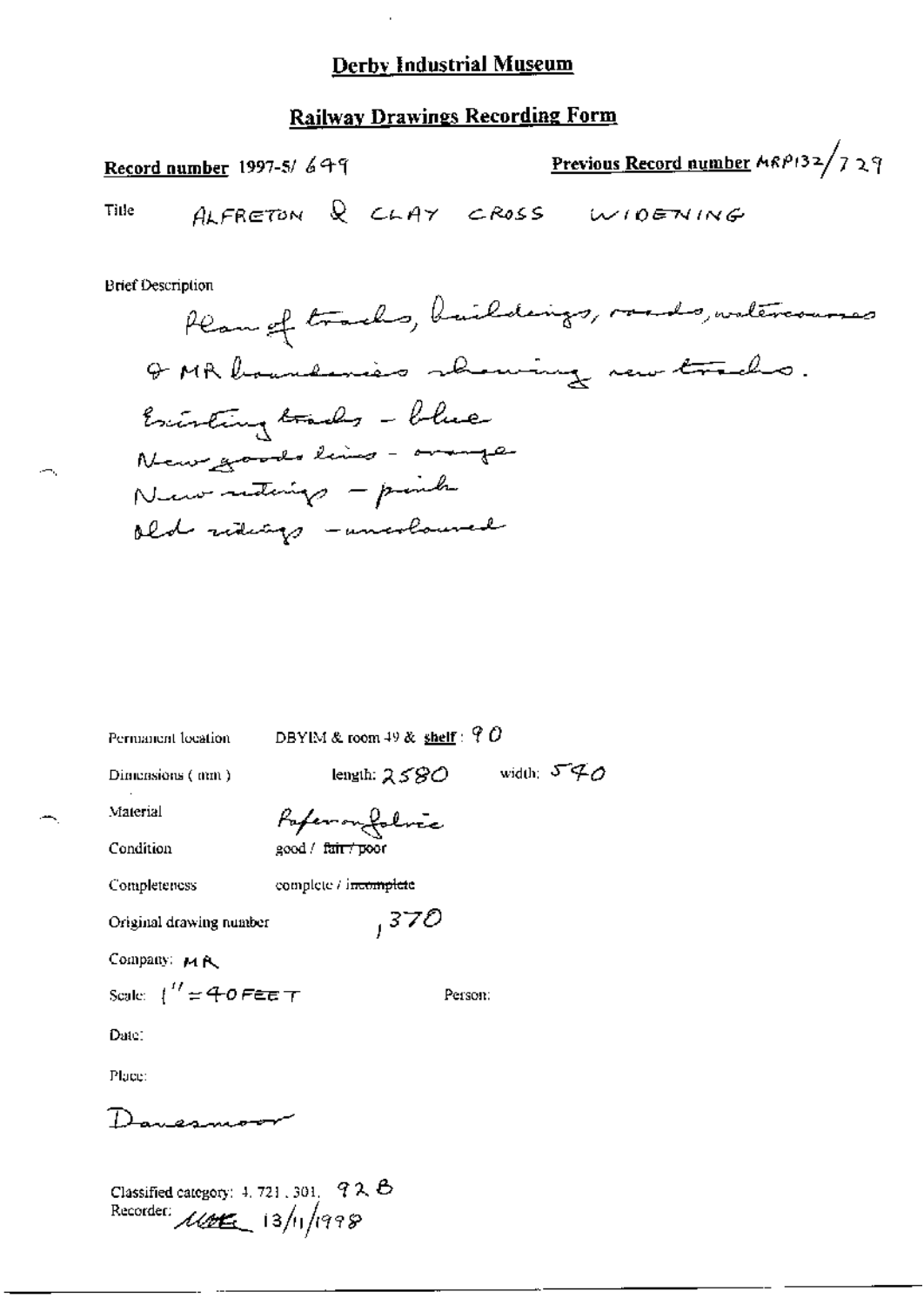# Derby Industrial Museum

## Railway Drawings Recording Form

**Record number** 1997-5/ 649

**Previous Record number** MRP132/729

Title ALFRETON & CLAY CROSS WIDENING

Brief Description

Plan of tracks, buildings, roads, watercourses & MR boundaries showing new tracks.
Existing tracks - blue
New goods lines - orange
New sidings - pink
Old sidings - uncoloured

Permanent location DBYIM & room 49 & **shelf**: 90

Dimensions (mm) length: 2580 width: 540

Material Paper on fabric

Condition good / ~~fair / poor~~

Completeness complete / ~~incomplete~~

Original drawing number ,370

Company: MR

Scale: 1" = 40 FEET

Person:

Date:

Place:

Danesmoor

Classified category: 4. 721. 301. 92 B

Recorder: ... 13/11/1998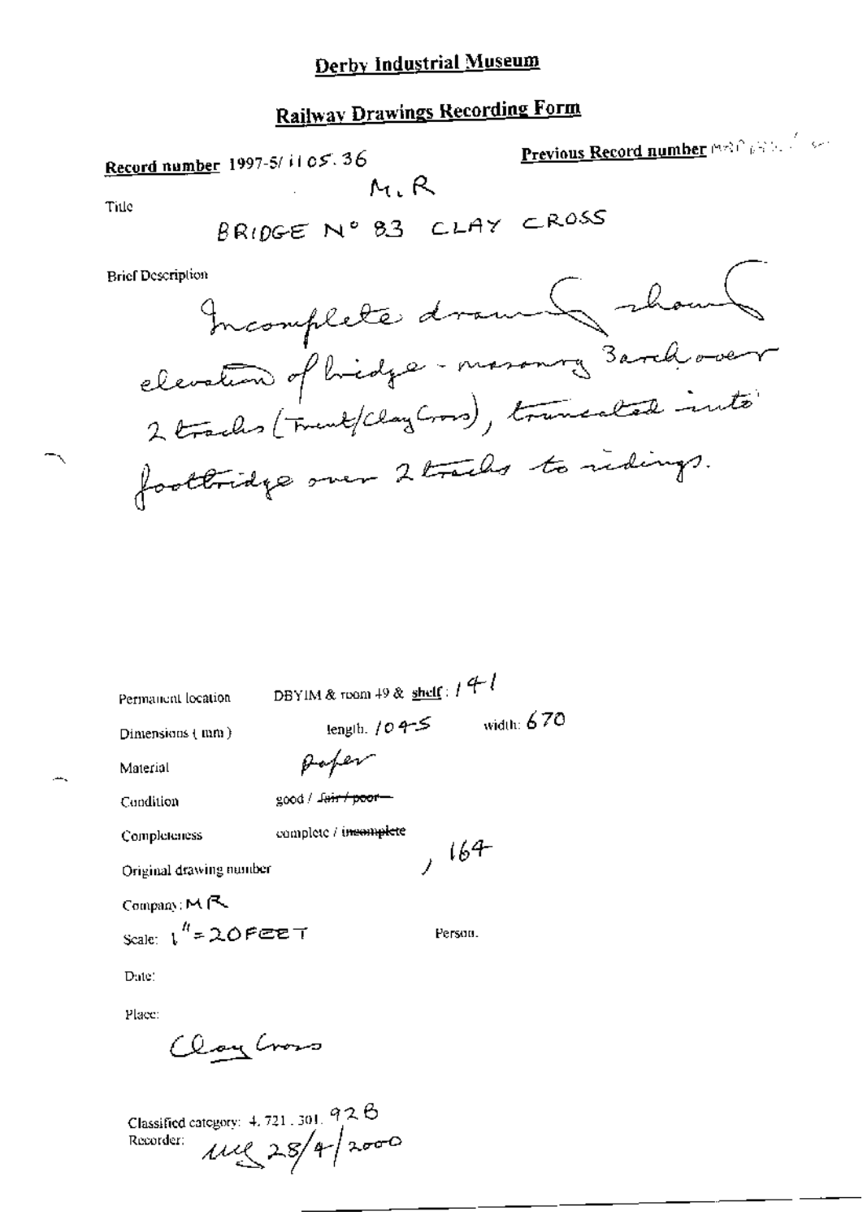# Derby Industrial Museum

## Railway Drawings Recording Form

**Record number** 1997-5/1105.36

**Previous Record number** MRP ...

M.R

Title

BRIDGE Nº 83 CLAY CROSS

Brief Description

Incomplete drawing showing elevation of bridge - masonry 3 arch over 2 tracks (Trent/Clay Cross), truncated into footbridge over 2 tracks to sidings.

Permanent location: DBYIM & room 49 & shelf: 141

Dimensions (mm): length: 1045 width: 670

Material: paper

Condition: good / ~~fair / poor~~

Completeness: complete / ~~incomplete~~

Original drawing number: , 164

Company: MR

Scale: 1" = 20 FEET

Person:

Date:

Place:

Clay Cross

Classified category: 4.721.301. 92B

Recorder: MG 28/4/2000